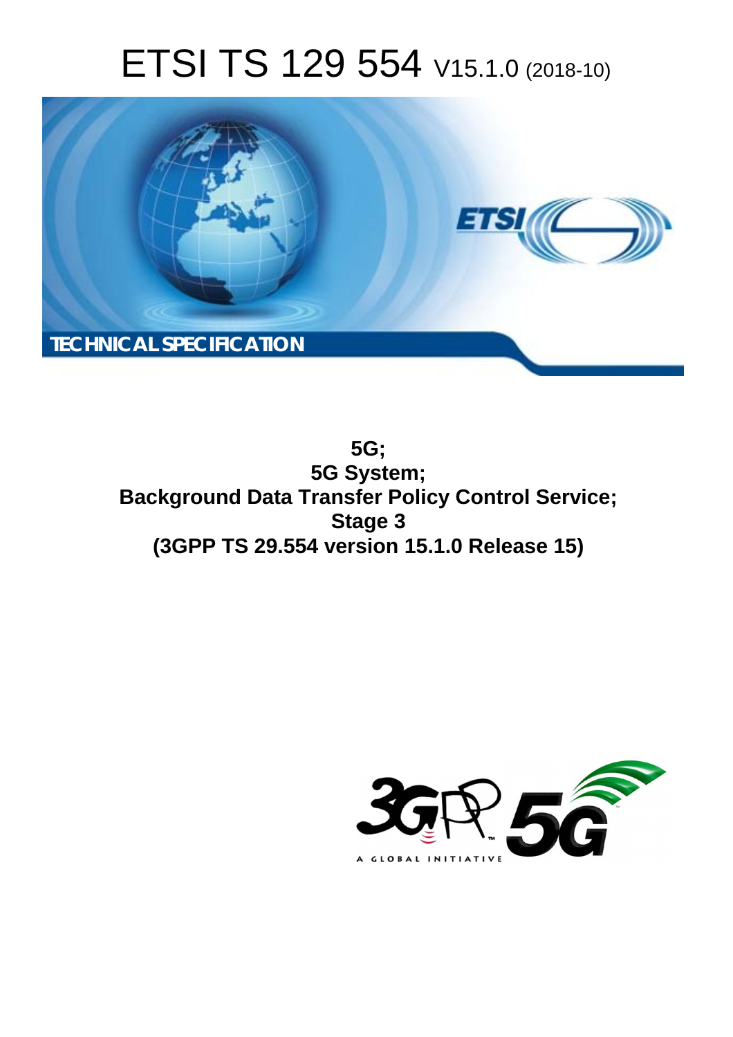# ETSI TS 129 554 V15.1.0 (2018-10)

TECHNICAL SPECIFICATION

**5G;**
**5G System;**
**Background Data Transfer Policy Control Service;**
**Stage 3**
**(3GPP TS 29.554 version 15.1.0 Release 15)**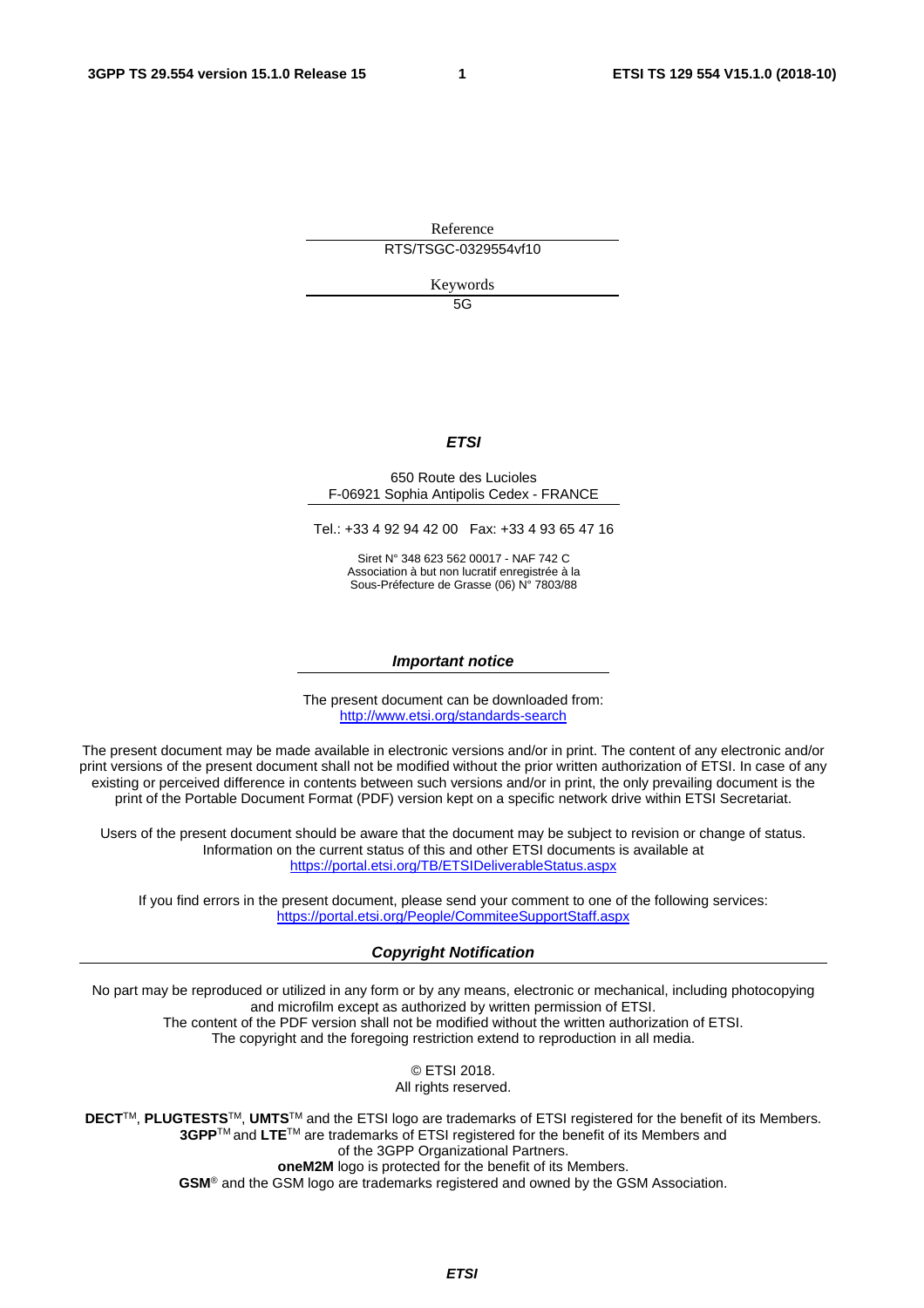Reference

RTS/TSGC-0329554vf10

Keywords

5G

***ETSI***

650 Route des Lucioles
F-06921 Sophia Antipolis Cedex - FRANCE

Tel.: +33 4 92 94 42 00   Fax: +33 4 93 65 47 16

Siret N° 348 623 562 00017 - NAF 742 C
Association à but non lucratif enregistrée à la
Sous-Préfecture de Grasse (06) N° 7803/88

***Important notice***

The present document can be downloaded from:
http://www.etsi.org/standards-search

The present document may be made available in electronic versions and/or in print. The content of any electronic and/or print versions of the present document shall not be modified without the prior written authorization of ETSI. In case of any existing or perceived difference in contents between such versions and/or in print, the only prevailing document is the print of the Portable Document Format (PDF) version kept on a specific network drive within ETSI Secretariat.

Users of the present document should be aware that the document may be subject to revision or change of status. Information on the current status of this and other ETSI documents is available at
https://portal.etsi.org/TB/ETSIDeliverableStatus.aspx

If you find errors in the present document, please send your comment to one of the following services:
https://portal.etsi.org/People/CommiteeSupportStaff.aspx

***Copyright Notification***

No part may be reproduced or utilized in any form or by any means, electronic or mechanical, including photocopying and microfilm except as authorized by written permission of ETSI.
The content of the PDF version shall not be modified without the written authorization of ETSI.
The copyright and the foregoing restriction extend to reproduction in all media.

© ETSI 2018.
All rights reserved.

**DECT**TM, **PLUGTESTS**TM, **UMTS**TM and the ETSI logo are trademarks of ETSI registered for the benefit of its Members.
**3GPP**TM and **LTE**TM are trademarks of ETSI registered for the benefit of its Members and of the 3GPP Organizational Partners.
**oneM2M** logo is protected for the benefit of its Members.
**GSM**® and the GSM logo are trademarks registered and owned by the GSM Association.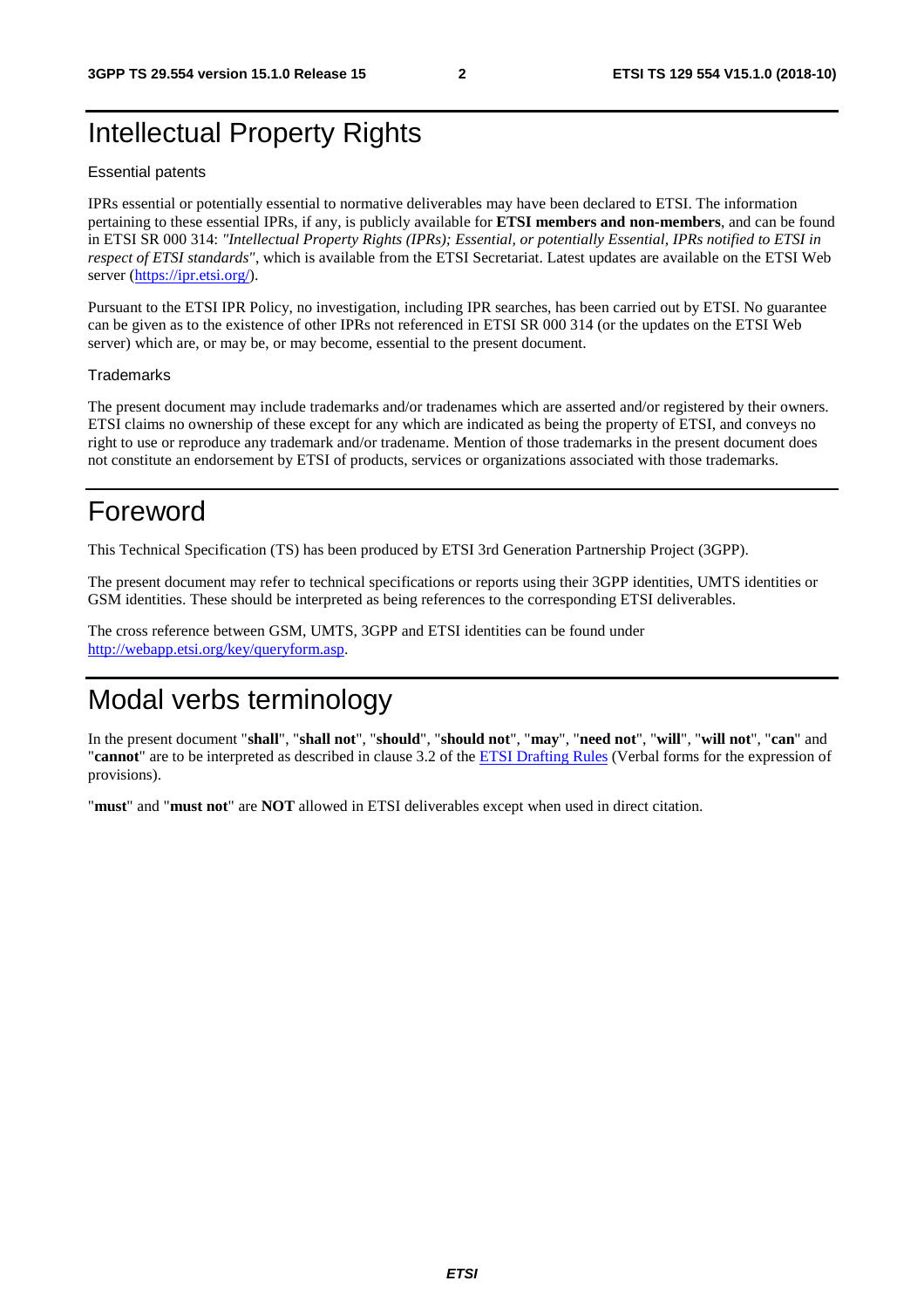# Intellectual Property Rights

Essential patents

IPRs essential or potentially essential to normative deliverables may have been declared to ETSI. The information pertaining to these essential IPRs, if any, is publicly available for **ETSI members and non-members**, and can be found in ETSI SR 000 314: *"Intellectual Property Rights (IPRs); Essential, or potentially Essential, IPRs notified to ETSI in respect of ETSI standards"*, which is available from the ETSI Secretariat. Latest updates are available on the ETSI Web server (https://ipr.etsi.org/).

Pursuant to the ETSI IPR Policy, no investigation, including IPR searches, has been carried out by ETSI. No guarantee can be given as to the existence of other IPRs not referenced in ETSI SR 000 314 (or the updates on the ETSI Web server) which are, or may be, or may become, essential to the present document.

Trademarks

The present document may include trademarks and/or tradenames which are asserted and/or registered by their owners. ETSI claims no ownership of these except for any which are indicated as being the property of ETSI, and conveys no right to use or reproduce any trademark and/or tradename. Mention of those trademarks in the present document does not constitute an endorsement by ETSI of products, services or organizations associated with those trademarks.

# Foreword

This Technical Specification (TS) has been produced by ETSI 3rd Generation Partnership Project (3GPP).

The present document may refer to technical specifications or reports using their 3GPP identities, UMTS identities or GSM identities. These should be interpreted as being references to the corresponding ETSI deliverables.

The cross reference between GSM, UMTS, 3GPP and ETSI identities can be found under http://webapp.etsi.org/key/queryform.asp.

# Modal verbs terminology

In the present document "**shall**", "**shall not**", "**should**", "**should not**", "**may**", "**need not**", "**will**", "**will not**", "**can**" and "**cannot**" are to be interpreted as described in clause 3.2 of the ETSI Drafting Rules (Verbal forms for the expression of provisions).

"**must**" and "**must not**" are **NOT** allowed in ETSI deliverables except when used in direct citation.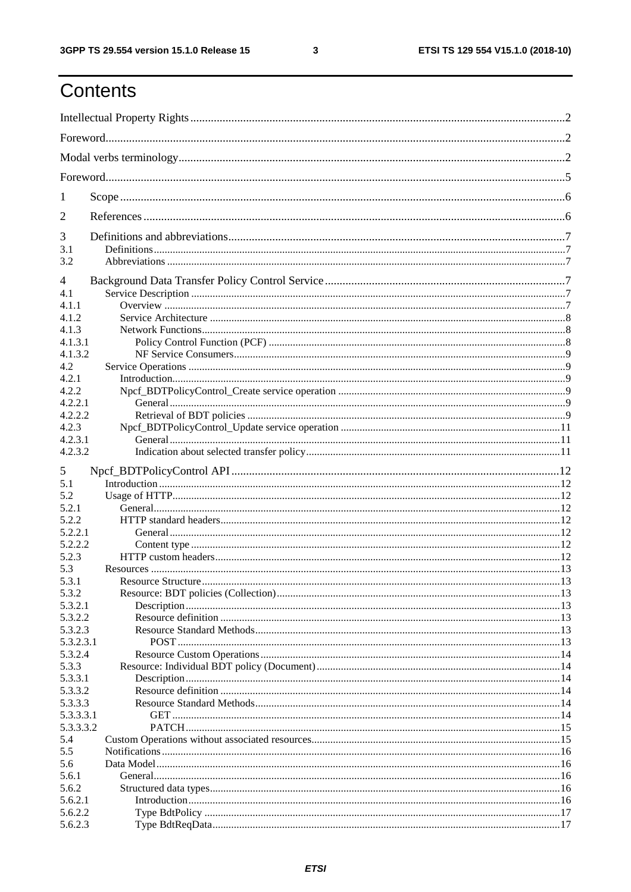# Contents

Intellectual Property Rights ..... 2

Foreword ..... 2

Modal verbs terminology ..... 2

Foreword ..... 5

1 Scope ..... 6

2 References ..... 6

3 Definitions and abbreviations ..... 7

3.1 Definitions ..... 7

3.2 Abbreviations ..... 7

4 Background Data Transfer Policy Control Service ..... 7

4.1 Service Description ..... 7

4.1.1 Overview ..... 7

4.1.2 Service Architecture ..... 8

4.1.3 Network Functions ..... 8

4.1.3.1 Policy Control Function (PCF) ..... 8

4.1.3.2 NF Service Consumers ..... 9

4.2 Service Operations ..... 9

4.2.1 Introduction ..... 9

4.2.2 Npcf_BDTPolicyControl_Create service operation ..... 9

4.2.2.1 General ..... 9

4.2.2.2 Retrieval of BDT policies ..... 9

4.2.3 Npcf_BDTPolicyControl_Update service operation ..... 11

4.2.3.1 General ..... 11

4.2.3.2 Indication about selected transfer policy ..... 11

5 Npcf_BDTPolicyControl API ..... 12

5.1 Introduction ..... 12

5.2 Usage of HTTP ..... 12

5.2.1 General ..... 12

5.2.2 HTTP standard headers ..... 12

5.2.2.1 General ..... 12

5.2.2.2 Content type ..... 12

5.2.3 HTTP custom headers ..... 12

5.3 Resources ..... 13

5.3.1 Resource Structure ..... 13

5.3.2 Resource: BDT policies (Collection) ..... 13

5.3.2.1 Description ..... 13

5.3.2.2 Resource definition ..... 13

5.3.2.3 Resource Standard Methods ..... 13

5.3.2.3.1 POST ..... 13

5.3.2.4 Resource Custom Operations ..... 14

5.3.3 Resource: Individual BDT policy (Document) ..... 14

5.3.3.1 Description ..... 14

5.3.3.2 Resource definition ..... 14

5.3.3.3 Resource Standard Methods ..... 14

5.3.3.3.1 GET ..... 14

5.3.3.3.2 PATCH ..... 15

5.4 Custom Operations without associated resources ..... 15

5.5 Notifications ..... 16

5.6 Data Model ..... 16

5.6.1 General ..... 16

5.6.2 Structured data types ..... 16

5.6.2.1 Introduction ..... 16

5.6.2.2 Type BdtPolicy ..... 17

5.6.2.3 Type BdtReqData ..... 17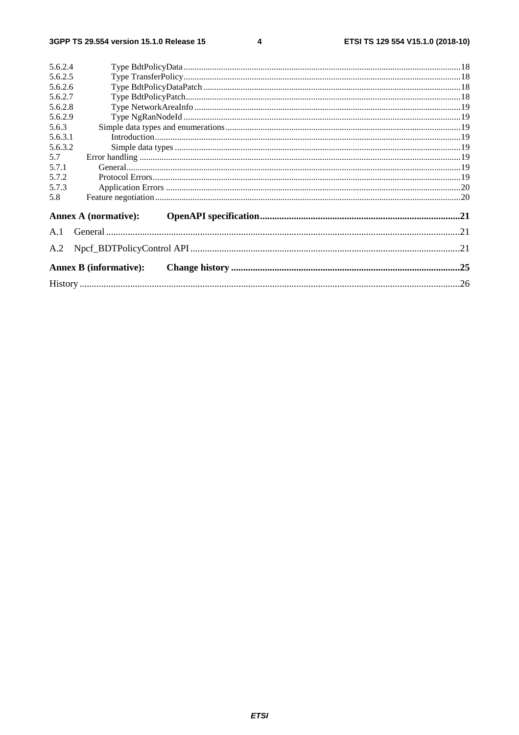5.6.2.4 Type BdtPolicyData ....................................................................................................................................18
5.6.2.5 Type TransferPolicy ...................................................................................................................................18
5.6.2.6 Type BdtPolicyDataPatch ..........................................................................................................................18
5.6.2.7 Type BdtPolicyPatch..................................................................................................................................18
5.6.2.8 Type NetworkAreaInfo ..............................................................................................................................19
5.6.2.9 Type NgRanNodeId ...................................................................................................................................19
5.6.3 Simple data types and enumerations ................................................................................................................19
5.6.3.1 Introduction ................................................................................................................................................19
5.6.3.2 Simple data types .......................................................................................................................................19
5.7 Error handling ......................................................................................................................................................19
5.7.1 General ..............................................................................................................................................................19
5.7.2 Protocol Errors ..................................................................................................................................................19
5.7.3 Application Errors ............................................................................................................................................20
5.8 Feature negotiation ...............................................................................................................................................20

**Annex A (normative): OpenAPI specification ..................................................................................21**

A.1 General ..........................................................................................................................................................21

A.2 Npcf_BDTPolicyControl API ...................................................................................................................21

**Annex B (informative): Change history ...............................................................................................25**

History ..................................................................................................................................................................26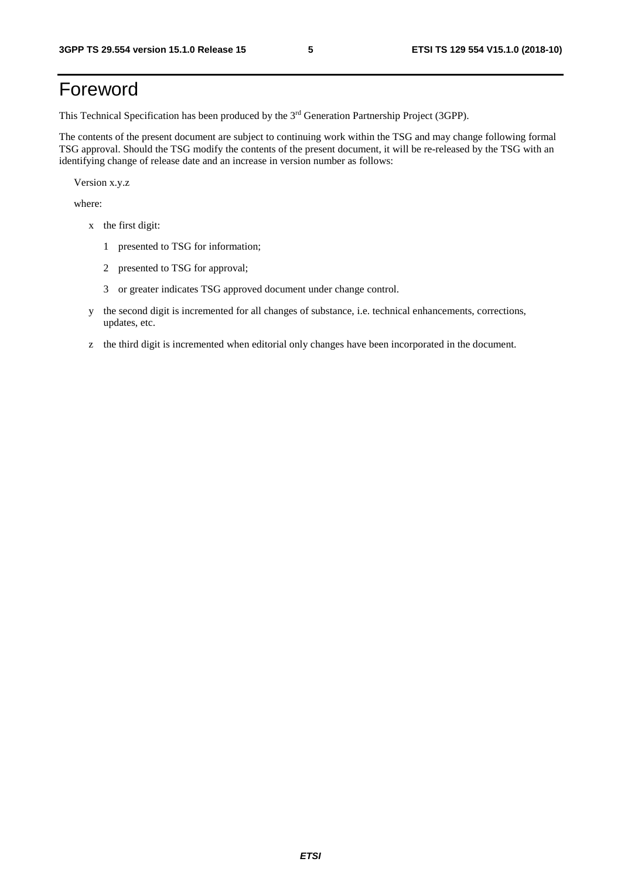# Foreword

This Technical Specification has been produced by the 3rd Generation Partnership Project (3GPP).

The contents of the present document are subject to continuing work within the TSG and may change following formal TSG approval. Should the TSG modify the contents of the present document, it will be re-released by the TSG with an identifying change of release date and an increase in version number as follows:

Version x.y.z

where:

- x the first digit:
  - 1 presented to TSG for information;
  - 2 presented to TSG for approval;
  - 3 or greater indicates TSG approved document under change control.
- y the second digit is incremented for all changes of substance, i.e. technical enhancements, corrections, updates, etc.
- z the third digit is incremented when editorial only changes have been incorporated in the document.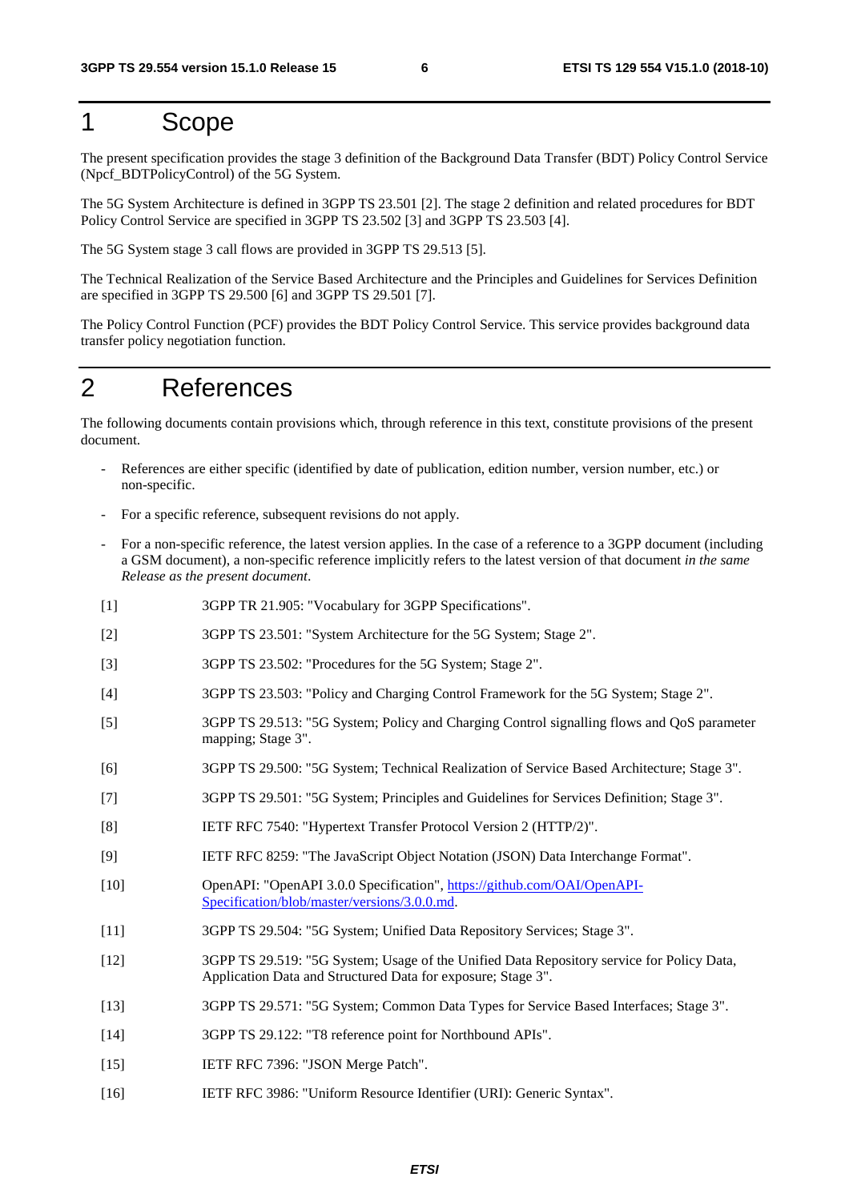# 1 Scope

The present specification provides the stage 3 definition of the Background Data Transfer (BDT) Policy Control Service (Npcf_BDTPolicyControl) of the 5G System.

The 5G System Architecture is defined in 3GPP TS 23.501 [2]. The stage 2 definition and related procedures for BDT Policy Control Service are specified in 3GPP TS 23.502 [3] and 3GPP TS 23.503 [4].

The 5G System stage 3 call flows are provided in 3GPP TS 29.513 [5].

The Technical Realization of the Service Based Architecture and the Principles and Guidelines for Services Definition are specified in 3GPP TS 29.500 [6] and 3GPP TS 29.501 [7].

The Policy Control Function (PCF) provides the BDT Policy Control Service. This service provides background data transfer policy negotiation function.

# 2 References

The following documents contain provisions which, through reference in this text, constitute provisions of the present document.

- References are either specific (identified by date of publication, edition number, version number, etc.) or non-specific.
- For a specific reference, subsequent revisions do not apply.
- For a non-specific reference, the latest version applies. In the case of a reference to a 3GPP document (including a GSM document), a non-specific reference implicitly refers to the latest version of that document *in the same Release as the present document*.

[1] 3GPP TR 21.905: "Vocabulary for 3GPP Specifications".

[2] 3GPP TS 23.501: "System Architecture for the 5G System; Stage 2".

[3] 3GPP TS 23.502: "Procedures for the 5G System; Stage 2".

[4] 3GPP TS 23.503: "Policy and Charging Control Framework for the 5G System; Stage 2".

[5] 3GPP TS 29.513: "5G System; Policy and Charging Control signalling flows and QoS parameter mapping; Stage 3".

[6] 3GPP TS 29.500: "5G System; Technical Realization of Service Based Architecture; Stage 3".

[7] 3GPP TS 29.501: "5G System; Principles and Guidelines for Services Definition; Stage 3".

[8] IETF RFC 7540: "Hypertext Transfer Protocol Version 2 (HTTP/2)".

[9] IETF RFC 8259: "The JavaScript Object Notation (JSON) Data Interchange Format".

[10] OpenAPI: "OpenAPI 3.0.0 Specification", https://github.com/OAI/OpenAPI-Specification/blob/master/versions/3.0.0.md.

[11] 3GPP TS 29.504: "5G System; Unified Data Repository Services; Stage 3".

[12] 3GPP TS 29.519: "5G System; Usage of the Unified Data Repository service for Policy Data, Application Data and Structured Data for exposure; Stage 3".

[13] 3GPP TS 29.571: "5G System; Common Data Types for Service Based Interfaces; Stage 3".

[14] 3GPP TS 29.122: "T8 reference point for Northbound APIs".

[15] IETF RFC 7396: "JSON Merge Patch".

[16] IETF RFC 3986: "Uniform Resource Identifier (URI): Generic Syntax".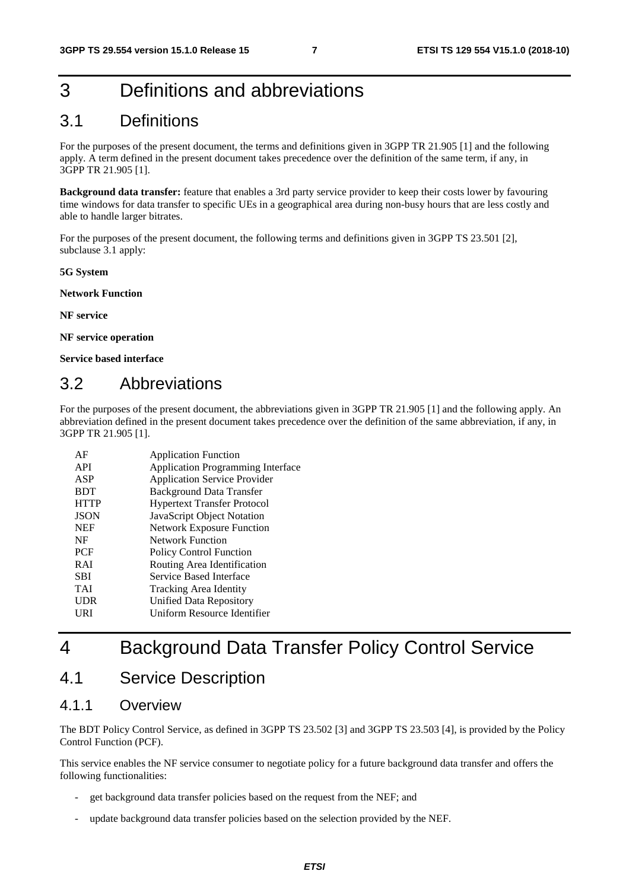# 3 Definitions and abbreviations

## 3.1 Definitions

For the purposes of the present document, the terms and definitions given in 3GPP TR 21.905 [1] and the following apply. A term defined in the present document takes precedence over the definition of the same term, if any, in 3GPP TR 21.905 [1].

**Background data transfer:** feature that enables a 3rd party service provider to keep their costs lower by favouring time windows for data transfer to specific UEs in a geographical area during non-busy hours that are less costly and able to handle larger bitrates.

For the purposes of the present document, the following terms and definitions given in 3GPP TS 23.501 [2], subclause 3.1 apply:

**5G System**

**Network Function**

**NF service**

**NF service operation**

**Service based interface**

## 3.2 Abbreviations

For the purposes of the present document, the abbreviations given in 3GPP TR 21.905 [1] and the following apply. An abbreviation defined in the present document takes precedence over the definition of the same abbreviation, if any, in 3GPP TR 21.905 [1].

| | |
|---|---|
| AF | Application Function |
| API | Application Programming Interface |
| ASP | Application Service Provider |
| BDT | Background Data Transfer |
| HTTP | Hypertext Transfer Protocol |
| JSON | JavaScript Object Notation |
| NEF | Network Exposure Function |
| NF | Network Function |
| PCF | Policy Control Function |
| RAI | Routing Area Identification |
| SBI | Service Based Interface |
| TAI | Tracking Area Identity |
| UDR | Unified Data Repository |
| URI | Uniform Resource Identifier |

# 4 Background Data Transfer Policy Control Service

## 4.1 Service Description

### 4.1.1 Overview

The BDT Policy Control Service, as defined in 3GPP TS 23.502 [3] and 3GPP TS 23.503 [4], is provided by the Policy Control Function (PCF).

This service enables the NF service consumer to negotiate policy for a future background data transfer and offers the following functionalities:

- get background data transfer policies based on the request from the NEF; and
- update background data transfer policies based on the selection provided by the NEF.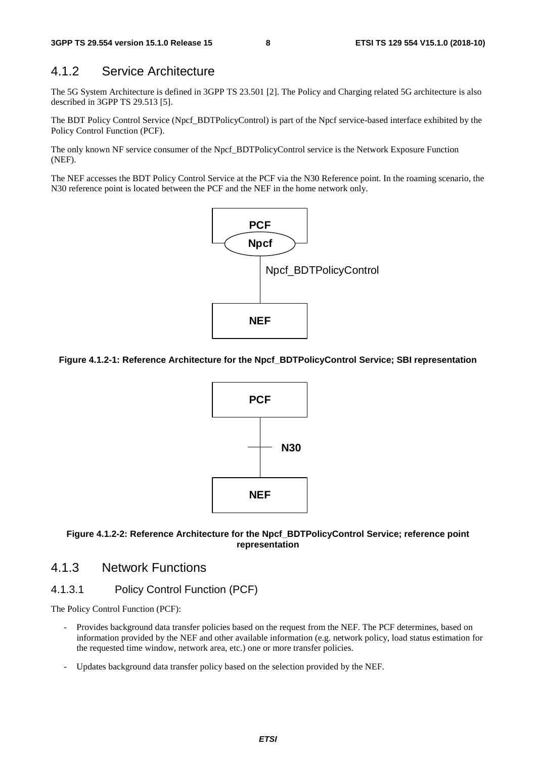### 4.1.2 Service Architecture

The 5G System Architecture is defined in 3GPP TS 23.501 [2]. The Policy and Charging related 5G architecture is also described in 3GPP TS 29.513 [5].

The BDT Policy Control Service (Npcf_BDTPolicyControl) is part of the Npcf service-based interface exhibited by the Policy Control Function (PCF).

The only known NF service consumer of the Npcf_BDTPolicyControl service is the Network Exposure Function (NEF).

The NEF accesses the BDT Policy Control Service at the PCF via the N30 Reference point. In the roaming scenario, the N30 reference point is located between the PCF and the NEF in the home network only.

**Figure 4.1.2-1: Reference Architecture for the Npcf_BDTPolicyControl Service; SBI representation**

**Figure 4.1.2-2: Reference Architecture for the Npcf_BDTPolicyControl Service; reference point representation**

### 4.1.3 Network Functions

#### 4.1.3.1 Policy Control Function (PCF)

The Policy Control Function (PCF):

- Provides background data transfer policies based on the request from the NEF. The PCF determines, based on information provided by the NEF and other available information (e.g. network policy, load status estimation for the requested time window, network area, etc.) one or more transfer policies.
- Updates background data transfer policy based on the selection provided by the NEF.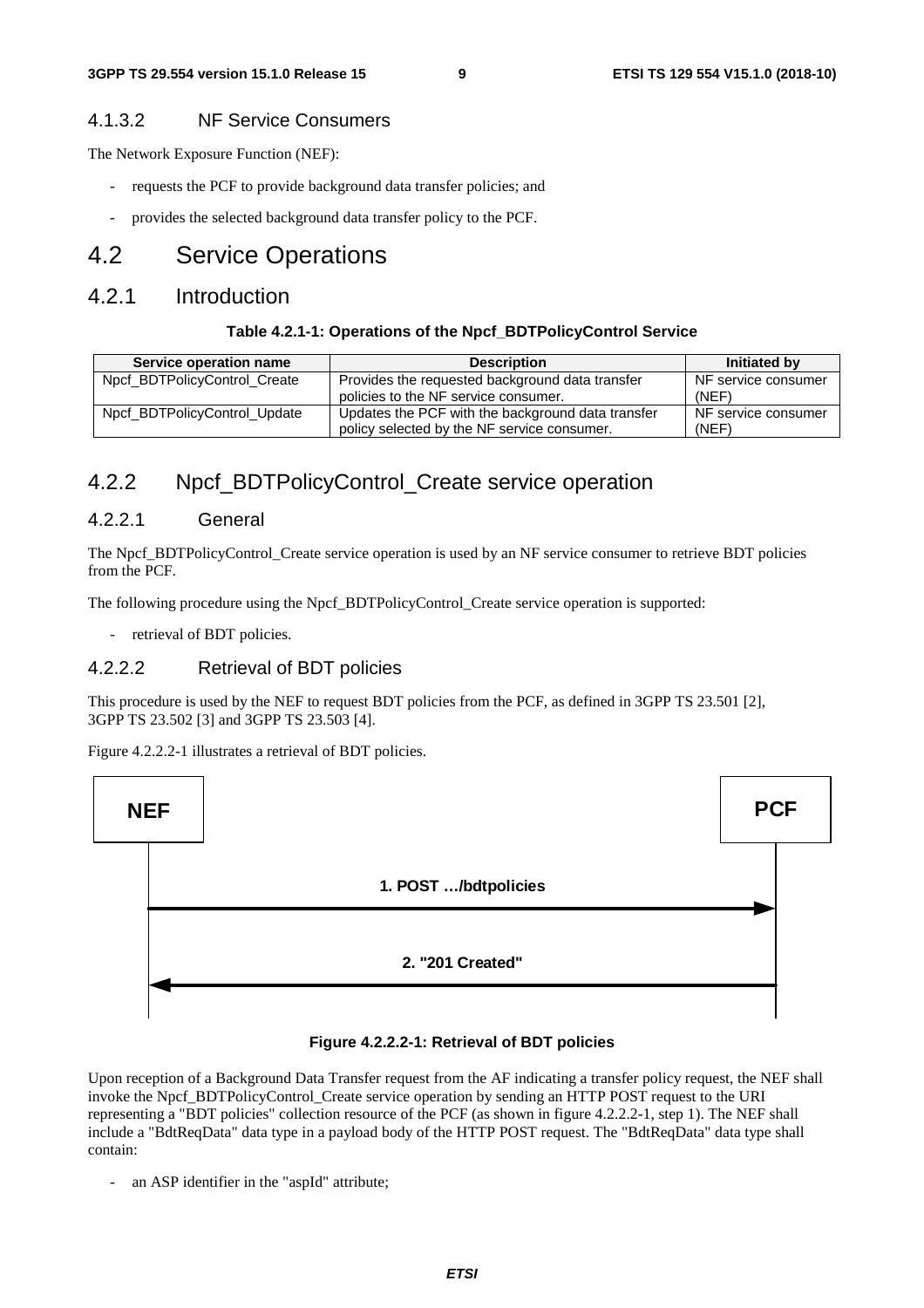#### 4.1.3.2 NF Service Consumers

The Network Exposure Function (NEF):

- requests the PCF to provide background data transfer policies; and
- provides the selected background data transfer policy to the PCF.

## 4.2 Service Operations

### 4.2.1 Introduction

**Table 4.2.1-1: Operations of the Npcf_BDTPolicyControl Service**

| Service operation name | Description | Initiated by |
|---|---|---|
| Npcf_BDTPolicyControl_Create | Provides the requested background data transfer policies to the NF service consumer. | NF service consumer (NEF) |
| Npcf_BDTPolicyControl_Update | Updates the PCF with the background data transfer policy selected by the NF service consumer. | NF service consumer (NEF) |

### 4.2.2 Npcf_BDTPolicyControl_Create service operation

#### 4.2.2.1 General

The Npcf_BDTPolicyControl_Create service operation is used by an NF service consumer to retrieve BDT policies from the PCF.

The following procedure using the Npcf_BDTPolicyControl_Create service operation is supported:

- retrieval of BDT policies.

#### 4.2.2.2 Retrieval of BDT policies

This procedure is used by the NEF to request BDT policies from the PCF, as defined in 3GPP TS 23.501 [2], 3GPP TS 23.502 [3] and 3GPP TS 23.503 [4].

Figure 4.2.2.2-1 illustrates a retrieval of BDT policies.

NEF → PCF: 1. POST …/bdtpolicies

PCF → NEF: 2. "201 Created"

**Figure 4.2.2.2-1: Retrieval of BDT policies**

Upon reception of a Background Data Transfer request from the AF indicating a transfer policy request, the NEF shall invoke the Npcf_BDTPolicyControl_Create service operation by sending an HTTP POST request to the URI representing a "BDT policies" collection resource of the PCF (as shown in figure 4.2.2.2-1, step 1). The NEF shall include a "BdtReqData" data type in a payload body of the HTTP POST request. The "BdtReqData" data type shall contain:

- an ASP identifier in the "aspId" attribute;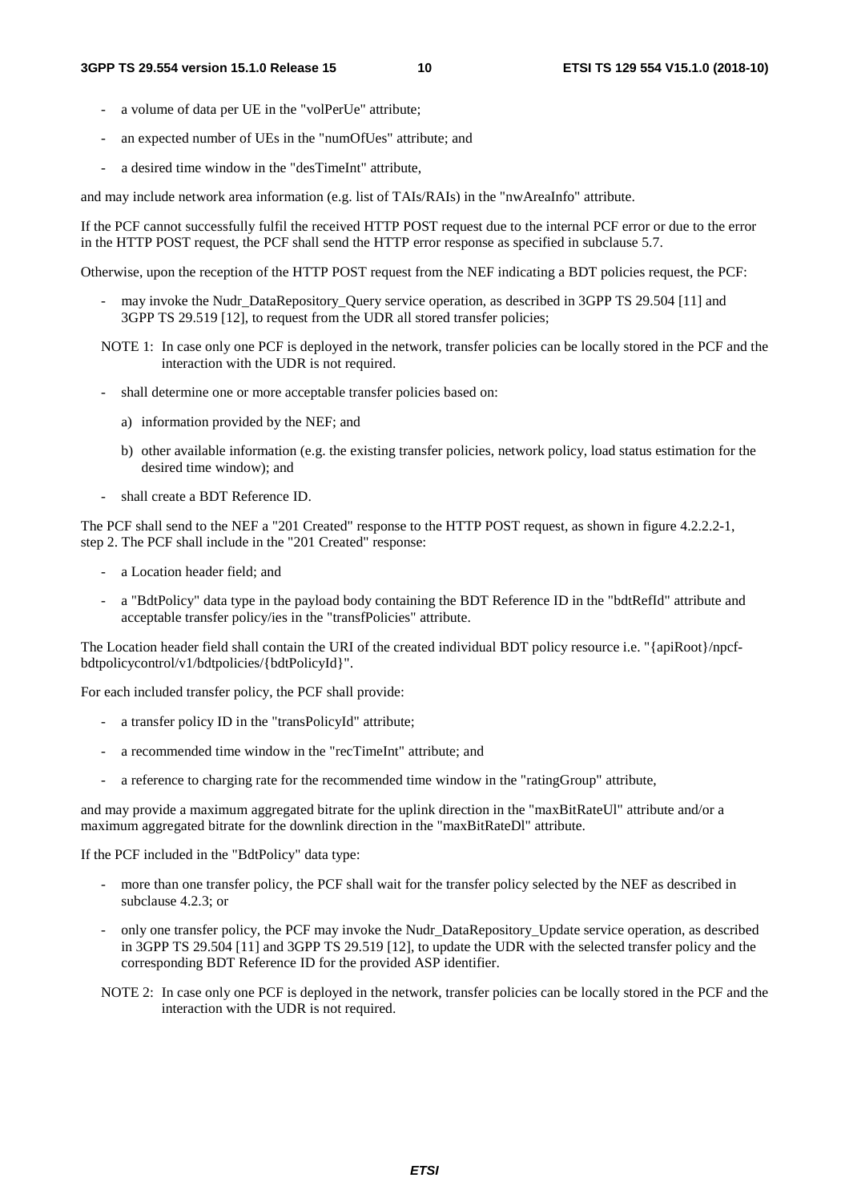- a volume of data per UE in the "volPerUe" attribute;
- an expected number of UEs in the "numOfUes" attribute; and
- a desired time window in the "desTimeInt" attribute,

and may include network area information (e.g. list of TAIs/RAIs) in the "nwAreaInfo" attribute.

If the PCF cannot successfully fulfil the received HTTP POST request due to the internal PCF error or due to the error in the HTTP POST request, the PCF shall send the HTTP error response as specified in subclause 5.7.

Otherwise, upon the reception of the HTTP POST request from the NEF indicating a BDT policies request, the PCF:

- may invoke the Nudr_DataRepository_Query service operation, as described in 3GPP TS 29.504 [11] and 3GPP TS 29.519 [12], to request from the UDR all stored transfer policies;

NOTE 1: In case only one PCF is deployed in the network, transfer policies can be locally stored in the PCF and the interaction with the UDR is not required.

- shall determine one or more acceptable transfer policies based on:
  a) information provided by the NEF; and
  b) other available information (e.g. the existing transfer policies, network policy, load status estimation for the desired time window); and
- shall create a BDT Reference ID.

The PCF shall send to the NEF a "201 Created" response to the HTTP POST request, as shown in figure 4.2.2.2-1, step 2. The PCF shall include in the "201 Created" response:

- a Location header field; and
- a "BdtPolicy" data type in the payload body containing the BDT Reference ID in the "bdtRefId" attribute and acceptable transfer policy/ies in the "transfPolicies" attribute.

The Location header field shall contain the URI of the created individual BDT policy resource i.e. "{apiRoot}/npcf-bdtpolicycontrol/v1/bdtpolicies/{bdtPolicyId}".

For each included transfer policy, the PCF shall provide:

- a transfer policy ID in the "transPolicyId" attribute;
- a recommended time window in the "recTimeInt" attribute; and
- a reference to charging rate for the recommended time window in the "ratingGroup" attribute,

and may provide a maximum aggregated bitrate for the uplink direction in the "maxBitRateUl" attribute and/or a maximum aggregated bitrate for the downlink direction in the "maxBitRateDl" attribute.

If the PCF included in the "BdtPolicy" data type:

- more than one transfer policy, the PCF shall wait for the transfer policy selected by the NEF as described in subclause 4.2.3; or
- only one transfer policy, the PCF may invoke the Nudr_DataRepository_Update service operation, as described in 3GPP TS 29.504 [11] and 3GPP TS 29.519 [12], to update the UDR with the selected transfer policy and the corresponding BDT Reference ID for the provided ASP identifier.

NOTE 2: In case only one PCF is deployed in the network, transfer policies can be locally stored in the PCF and the interaction with the UDR is not required.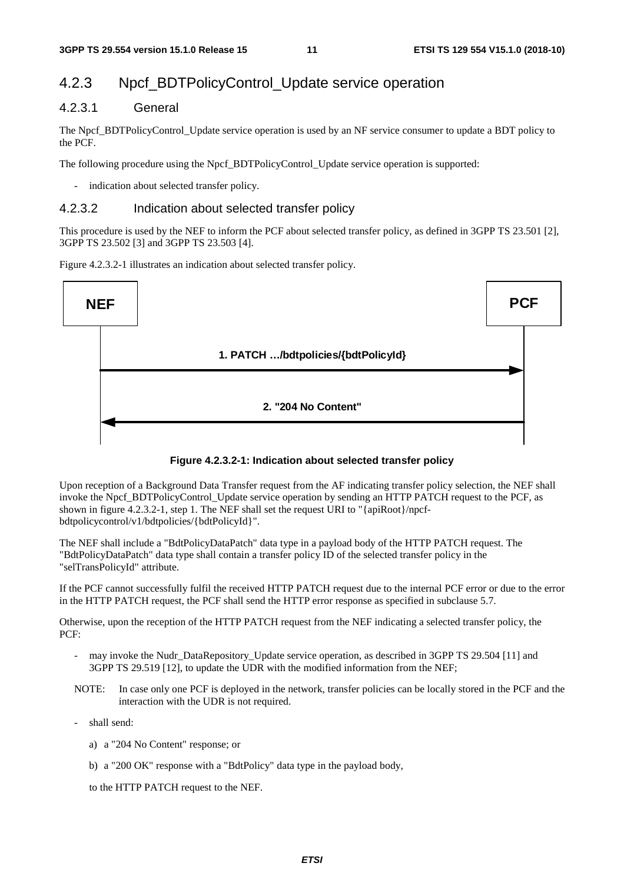## 4.2.3 Npcf_BDTPolicyControl_Update service operation

### 4.2.3.1 General

The Npcf_BDTPolicyControl_Update service operation is used by an NF service consumer to update a BDT policy to the PCF.

The following procedure using the Npcf_BDTPolicyControl_Update service operation is supported:

- indication about selected transfer policy.

### 4.2.3.2 Indication about selected transfer policy

This procedure is used by the NEF to inform the PCF about selected transfer policy, as defined in 3GPP TS 23.501 [2], 3GPP TS 23.502 [3] and 3GPP TS 23.503 [4].

Figure 4.2.3.2-1 illustrates an indication about selected transfer policy.

NEF → PCF: 1. PATCH …/bdtpolicies/{bdtPolicyId}

PCF → NEF: 2. "204 No Content"

**Figure 4.2.3.2-1: Indication about selected transfer policy**

Upon reception of a Background Data Transfer request from the AF indicating transfer policy selection, the NEF shall invoke the Npcf_BDTPolicyControl_Update service operation by sending an HTTP PATCH request to the PCF, as shown in figure 4.2.3.2-1, step 1. The NEF shall set the request URI to "{apiRoot}/npcf-bdtpolicycontrol/v1/bdtpolicies/{bdtPolicyId}".

The NEF shall include a "BdtPolicyDataPatch" data type in a payload body of the HTTP PATCH request. The "BdtPolicyDataPatch" data type shall contain a transfer policy ID of the selected transfer policy in the "selTransPolicyId" attribute.

If the PCF cannot successfully fulfil the received HTTP PATCH request due to the internal PCF error or due to the error in the HTTP PATCH request, the PCF shall send the HTTP error response as specified in subclause 5.7.

Otherwise, upon the reception of the HTTP PATCH request from the NEF indicating a selected transfer policy, the PCF:

- may invoke the Nudr_DataRepository_Update service operation, as described in 3GPP TS 29.504 [11] and 3GPP TS 29.519 [12], to update the UDR with the modified information from the NEF;

NOTE: In case only one PCF is deployed in the network, transfer policies can be locally stored in the PCF and the interaction with the UDR is not required.

- shall send:

  a) a "204 No Content" response; or

  b) a "200 OK" response with a "BdtPolicy" data type in the payload body,

  to the HTTP PATCH request to the NEF.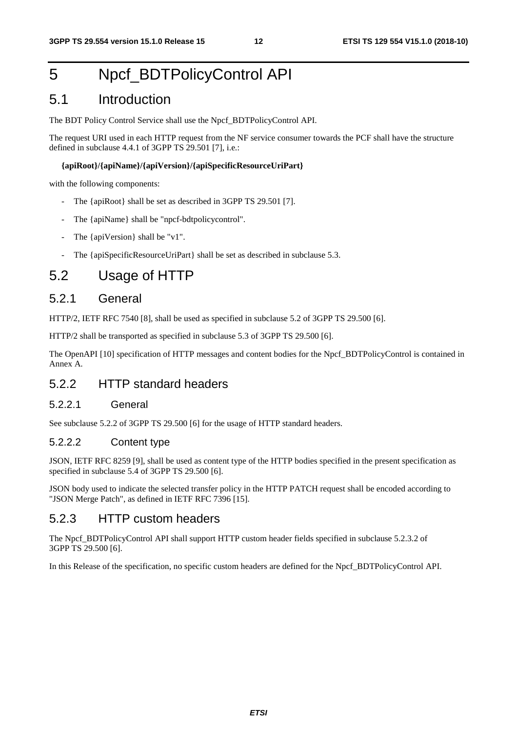# 5 Npcf_BDTPolicyControl API

## 5.1 Introduction

The BDT Policy Control Service shall use the Npcf_BDTPolicyControl API.

The request URI used in each HTTP request from the NF service consumer towards the PCF shall have the structure defined in subclause 4.4.1 of 3GPP TS 29.501 [7], i.e.:

**{apiRoot}/{apiName}/{apiVersion}/{apiSpecificResourceUriPart}**

with the following components:

- The {apiRoot} shall be set as described in 3GPP TS 29.501 [7].
- The {apiName} shall be "npcf-bdtpolicycontrol".
- The {apiVersion} shall be "v1".
- The {apiSpecificResourceUriPart} shall be set as described in subclause 5.3.

## 5.2 Usage of HTTP

### 5.2.1 General

HTTP/2, IETF RFC 7540 [8], shall be used as specified in subclause 5.2 of 3GPP TS 29.500 [6].

HTTP/2 shall be transported as specified in subclause 5.3 of 3GPP TS 29.500 [6].

The OpenAPI [10] specification of HTTP messages and content bodies for the Npcf_BDTPolicyControl is contained in Annex A.

### 5.2.2 HTTP standard headers

#### 5.2.2.1 General

See subclause 5.2.2 of 3GPP TS 29.500 [6] for the usage of HTTP standard headers.

#### 5.2.2.2 Content type

JSON, IETF RFC 8259 [9], shall be used as content type of the HTTP bodies specified in the present specification as specified in subclause 5.4 of 3GPP TS 29.500 [6].

JSON body used to indicate the selected transfer policy in the HTTP PATCH request shall be encoded according to "JSON Merge Patch", as defined in IETF RFC 7396 [15].

### 5.2.3 HTTP custom headers

The Npcf_BDTPolicyControl API shall support HTTP custom header fields specified in subclause 5.2.3.2 of 3GPP TS 29.500 [6].

In this Release of the specification, no specific custom headers are defined for the Npcf_BDTPolicyControl API.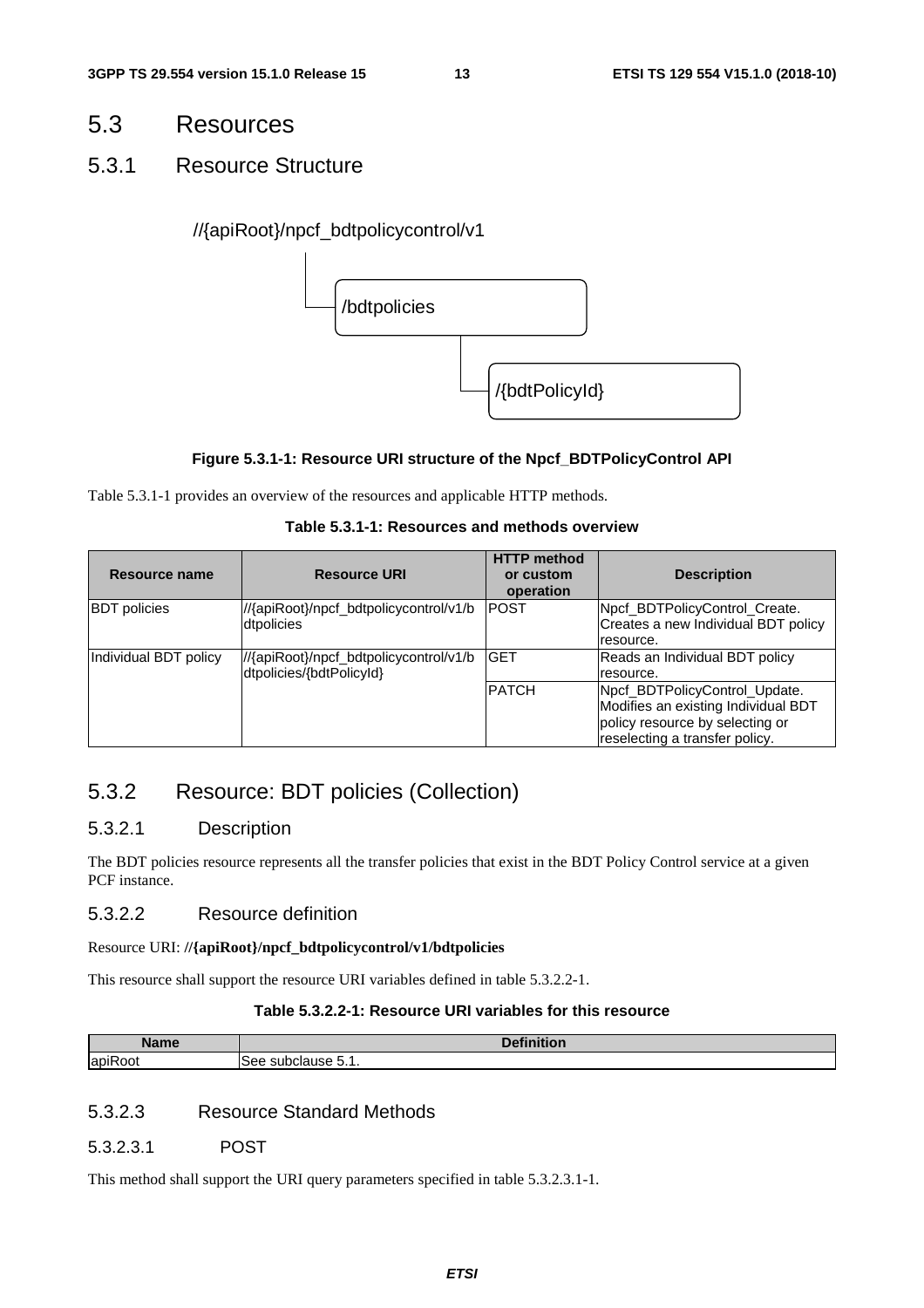## 5.3 Resources

### 5.3.1 Resource Structure

//{apiRoot}/npcf_bdtpolicycontrol/v1

/bdtpolicies

/{bdtPolicyId}

**Figure 5.3.1-1: Resource URI structure of the Npcf_BDTPolicyControl API**

Table 5.3.1-1 provides an overview of the resources and applicable HTTP methods.

**Table 5.3.1-1: Resources and methods overview**

| Resource name | Resource URI | HTTP method or custom operation | Description |
| --- | --- | --- | --- |
| BDT policies | //{apiRoot}/npcf_bdtpolicycontrol/v1/bdtpolicies | POST | Npcf_BDTPolicyControl_Create. Creates a new Individual BDT policy resource. |
| Individual BDT policy | //{apiRoot}/npcf_bdtpolicycontrol/v1/bdtpolicies/{bdtPolicyId} | GET | Reads an Individual BDT policy resource. |
| | | PATCH | Npcf_BDTPolicyControl_Update. Modifies an existing Individual BDT policy resource by selecting or reselecting a transfer policy. |

### 5.3.2 Resource: BDT policies (Collection)

#### 5.3.2.1 Description

The BDT policies resource represents all the transfer policies that exist in the BDT Policy Control service at a given PCF instance.

#### 5.3.2.2 Resource definition

Resource URI: **//{apiRoot}/npcf_bdtpolicycontrol/v1/bdtpolicies**

This resource shall support the resource URI variables defined in table 5.3.2.2-1.

**Table 5.3.2.2-1: Resource URI variables for this resource**

| Name | Definition |
| --- | --- |
| apiRoot | See subclause 5.1. |

#### 5.3.2.3 Resource Standard Methods

##### 5.3.2.3.1 POST

This method shall support the URI query parameters specified in table 5.3.2.3.1-1.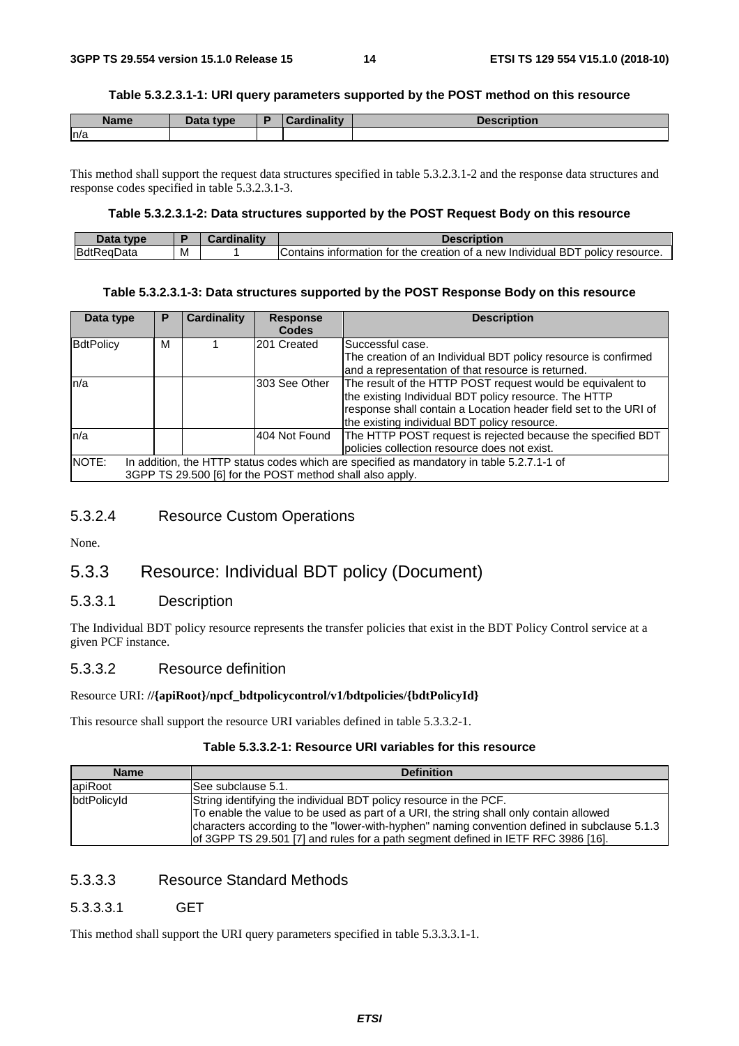**Table 5.3.2.3.1-1: URI query parameters supported by the POST method on this resource**

| Name | Data type | P | Cardinality | Description |
|---|---|---|---|---|
| n/a | | | | |

This method shall support the request data structures specified in table 5.3.2.3.1-2 and the response data structures and response codes specified in table 5.3.2.3.1-3.

**Table 5.3.2.3.1-2: Data structures supported by the POST Request Body on this resource**

| Data type | P | Cardinality | Description |
|---|---|---|---|
| BdtReqData | M | 1 | Contains information for the creation of a new Individual BDT policy resource. |

**Table 5.3.2.3.1-3: Data structures supported by the POST Response Body on this resource**

| Data type | P | Cardinality | Response Codes | Description |
|---|---|---|---|---|
| BdtPolicy | M | 1 | 201 Created | Successful case.<br>The creation of an Individual BDT policy resource is confirmed and a representation of that resource is returned. |
| n/a | | | 303 See Other | The result of the HTTP POST request would be equivalent to the existing Individual BDT policy resource. The HTTP response shall contain a Location header field set to the URI of the existing individual BDT policy resource. |
| n/a | | | 404 Not Found | The HTTP POST request is rejected because the specified BDT policies collection resource does not exist. |
| NOTE: In addition, the HTTP status codes which are specified as mandatory in table 5.2.7.1-1 of 3GPP TS 29.500 [6] for the POST method shall also apply. | | | | |

### 5.3.2.4 Resource Custom Operations

None.

## 5.3.3 Resource: Individual BDT policy (Document)

### 5.3.3.1 Description

The Individual BDT policy resource represents the transfer policies that exist in the BDT Policy Control service at a given PCF instance.

### 5.3.3.2 Resource definition

Resource URI: **//{apiRoot}/npcf_bdtpolicycontrol/v1/bdtpolicies/{bdtPolicyId}**

This resource shall support the resource URI variables defined in table 5.3.3.2-1.

**Table 5.3.3.2-1: Resource URI variables for this resource**

| Name | Definition |
|---|---|
| apiRoot | See subclause 5.1. |
| bdtPolicyId | String identifying the individual BDT policy resource in the PCF.<br>To enable the value to be used as part of a URI, the string shall only contain allowed characters according to the "lower-with-hyphen" naming convention defined in subclause 5.1.3 of 3GPP TS 29.501 [7] and rules for a path segment defined in IETF RFC 3986 [16]. |

### 5.3.3.3 Resource Standard Methods

#### 5.3.3.3.1 GET

This method shall support the URI query parameters specified in table 5.3.3.3.1-1.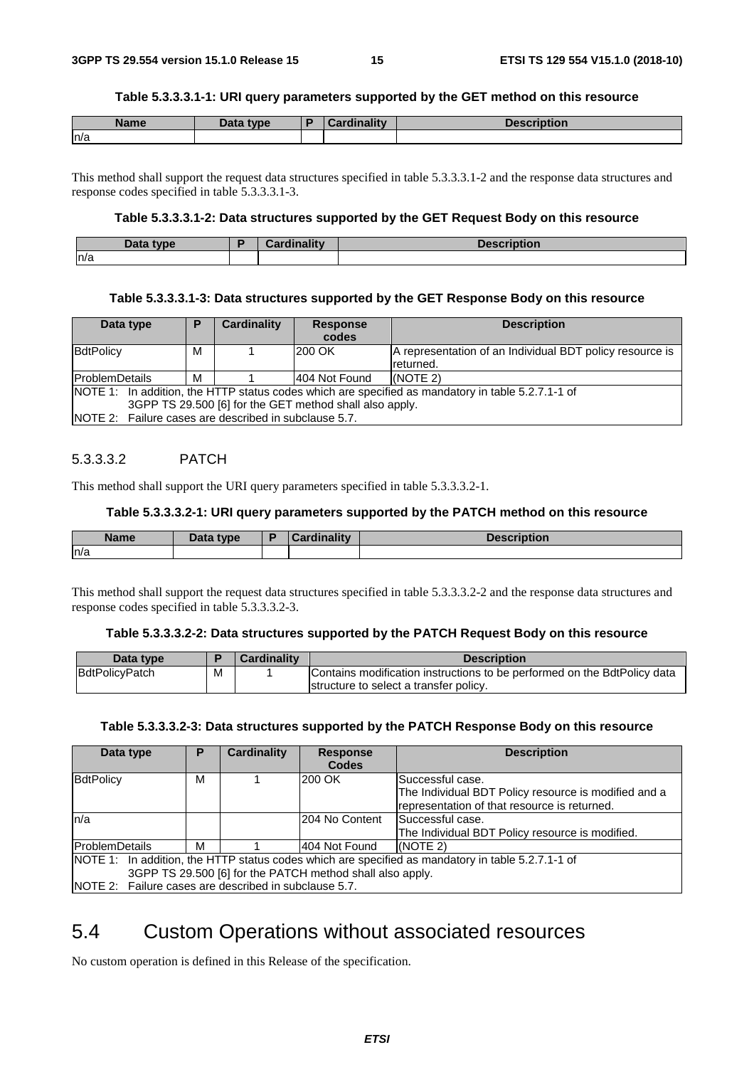**Table 5.3.3.3.1-1: URI query parameters supported by the GET method on this resource**

| Name | Data type | P | Cardinality | Description |
|---|---|---|---|---|
| n/a | | | | |

This method shall support the request data structures specified in table 5.3.3.3.1-2 and the response data structures and response codes specified in table 5.3.3.3.1-3.

**Table 5.3.3.3.1-2: Data structures supported by the GET Request Body on this resource**

| Data type | P | Cardinality | Description |
|---|---|---|---|
| n/a | | | |

**Table 5.3.3.3.1-3: Data structures supported by the GET Response Body on this resource**

| Data type | P | Cardinality | Response codes | Description |
|---|---|---|---|---|
| BdtPolicy | M | 1 | 200 OK | A representation of an Individual BDT policy resource is returned. |
| ProblemDetails | M | 1 | 404 Not Found | (NOTE 2) |
| NOTE 1: In addition, the HTTP status codes which are specified as mandatory in table 5.2.7.1-1 of 3GPP TS 29.500 [6] for the GET method shall also apply.<br>NOTE 2: Failure cases are described in subclause 5.7. | | | | |

#### 5.3.3.3.2 PATCH

This method shall support the URI query parameters specified in table 5.3.3.3.2-1.

**Table 5.3.3.3.2-1: URI query parameters supported by the PATCH method on this resource**

| Name | Data type | P | Cardinality | Description |
|---|---|---|---|---|
| n/a | | | | |

This method shall support the request data structures specified in table 5.3.3.3.2-2 and the response data structures and response codes specified in table 5.3.3.3.2-3.

**Table 5.3.3.3.2-2: Data structures supported by the PATCH Request Body on this resource**

| Data type | P | Cardinality | Description |
|---|---|---|---|
| BdtPolicyPatch | M | 1 | Contains modification instructions to be performed on the BdtPolicy data structure to select a transfer policy. |

**Table 5.3.3.3.2-3: Data structures supported by the PATCH Response Body on this resource**

| Data type | P | Cardinality | Response Codes | Description |
|---|---|---|---|---|
| BdtPolicy | M | 1 | 200 OK | Successful case.<br>The Individual BDT Policy resource is modified and a representation of that resource is returned. |
| n/a | | | 204 No Content | Successful case.<br>The Individual BDT Policy resource is modified. |
| ProblemDetails | M | 1 | 404 Not Found | (NOTE 2) |
| NOTE 1: In addition, the HTTP status codes which are specified as mandatory in table 5.2.7.1-1 of 3GPP TS 29.500 [6] for the PATCH method shall also apply.<br>NOTE 2: Failure cases are described in subclause 5.7. | | | | |

## 5.4 Custom Operations without associated resources

No custom operation is defined in this Release of the specification.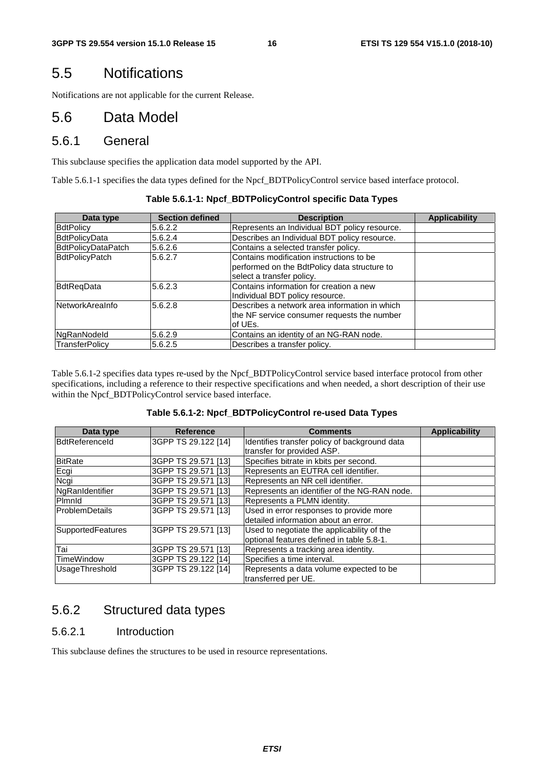# 5.5 Notifications

Notifications are not applicable for the current Release.

# 5.6 Data Model

## 5.6.1 General

This subclause specifies the application data model supported by the API.

Table 5.6.1-1 specifies the data types defined for the Npcf_BDTPolicyControl service based interface protocol.

**Table 5.6.1-1: Npcf_BDTPolicyControl specific Data Types**

| Data type | Section defined | Description | Applicability |
|---|---|---|---|
| BdtPolicy | 5.6.2.2 | Represents an Individual BDT policy resource. | |
| BdtPolicyData | 5.6.2.4 | Describes an Individual BDT policy resource. | |
| BdtPolicyDataPatch | 5.6.2.6 | Contains a selected transfer policy. | |
| BdtPolicyPatch | 5.6.2.7 | Contains modification instructions to be performed on the BdtPolicy data structure to select a transfer policy. | |
| BdtReqData | 5.6.2.3 | Contains information for creation a new Individual BDT policy resource. | |
| NetworkAreaInfo | 5.6.2.8 | Describes a network area information in which the NF service consumer requests the number of UEs. | |
| NgRanNodeId | 5.6.2.9 | Contains an identity of an NG-RAN node. | |
| TransferPolicy | 5.6.2.5 | Describes a transfer policy. | |

Table 5.6.1-2 specifies data types re-used by the Npcf_BDTPolicyControl service based interface protocol from other specifications, including a reference to their respective specifications and when needed, a short description of their use within the Npcf_BDTPolicyControl service based interface.

**Table 5.6.1-2: Npcf_BDTPolicyControl re-used Data Types**

| Data type | Reference | Comments | Applicability |
|---|---|---|---|
| BdtReferenceId | 3GPP TS 29.122 [14] | Identifies transfer policy of background data transfer for provided ASP. | |
| BitRate | 3GPP TS 29.571 [13] | Specifies bitrate in kbits per second. | |
| Ecgi | 3GPP TS 29.571 [13] | Represents an EUTRA cell identifier. | |
| Ncgi | 3GPP TS 29.571 [13] | Represents an NR cell identifier. | |
| NgRanIdentifier | 3GPP TS 29.571 [13] | Represents an identifier of the NG-RAN node. | |
| PlmnId | 3GPP TS 29.571 [13] | Represents a PLMN identity. | |
| ProblemDetails | 3GPP TS 29.571 [13] | Used in error responses to provide more detailed information about an error. | |
| SupportedFeatures | 3GPP TS 29.571 [13] | Used to negotiate the applicability of the optional features defined in table 5.8-1. | |
| Tai | 3GPP TS 29.571 [13] | Represents a tracking area identity. | |
| TimeWindow | 3GPP TS 29.122 [14] | Specifies a time interval. | |
| UsageThreshold | 3GPP TS 29.122 [14] | Represents a data volume expected to be transferred per UE. | |

## 5.6.2 Structured data types

### 5.6.2.1 Introduction

This subclause defines the structures to be used in resource representations.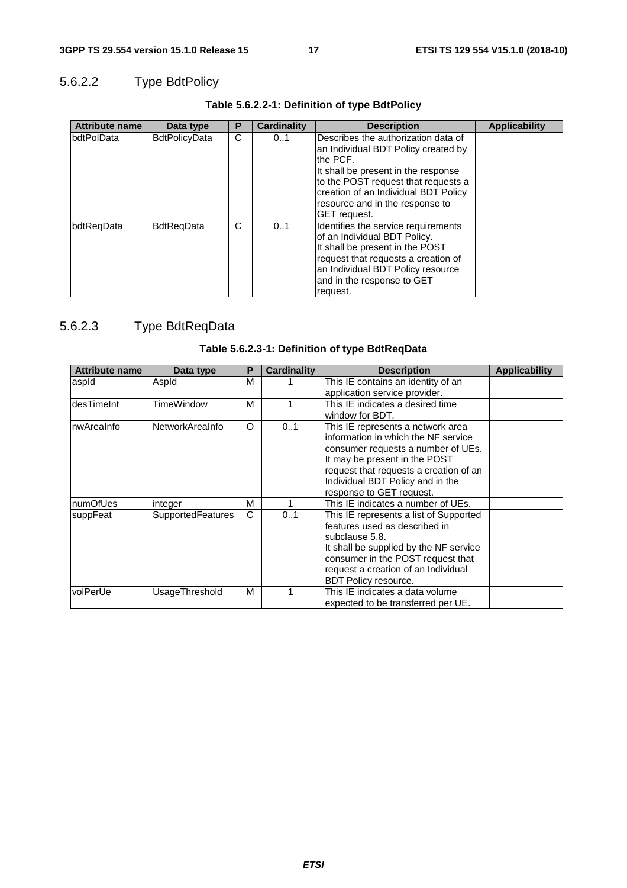#### 5.6.2.2 Type BdtPolicy

**Table 5.6.2.2-1: Definition of type BdtPolicy**

| Attribute name | Data type | P | Cardinality | Description | Applicability |
|---|---|---|---|---|---|
| bdtPolData | BdtPolicyData | C | 0..1 | Describes the authorization data of an Individual BDT Policy created by the PCF.<br>It shall be present in the response to the POST request that requests a creation of an Individual BDT Policy resource and in the response to GET request. | |
| bdtReqData | BdtReqData | C | 0..1 | Identifies the service requirements of an Individual BDT Policy.<br>It shall be present in the POST request that requests a creation of an Individual BDT Policy resource and in the response to GET request. | |

#### 5.6.2.3 Type BdtReqData

**Table 5.6.2.3-1: Definition of type BdtReqData**

| Attribute name | Data type | P | Cardinality | Description | Applicability |
|---|---|---|---|---|---|
| aspId | AspId | M | 1 | This IE contains an identity of an application service provider. | |
| desTimeInt | TimeWindow | M | 1 | This IE indicates a desired time window for BDT. | |
| nwAreaInfo | NetworkAreaInfo | O | 0..1 | This IE represents a network area information in which the NF service consumer requests a number of UEs.<br>It may be present in the POST request that requests a creation of an Individual BDT Policy and in the response to GET request. | |
| numOfUes | integer | M | 1 | This IE indicates a number of UEs. | |
| suppFeat | SupportedFeatures | C | 0..1 | This IE represents a list of Supported features used as described in subclause 5.8.<br>It shall be supplied by the NF service consumer in the POST request that request a creation of an Individual BDT Policy resource. | |
| volPerUe | UsageThreshold | M | 1 | This IE indicates a data volume expected to be transferred per UE. | |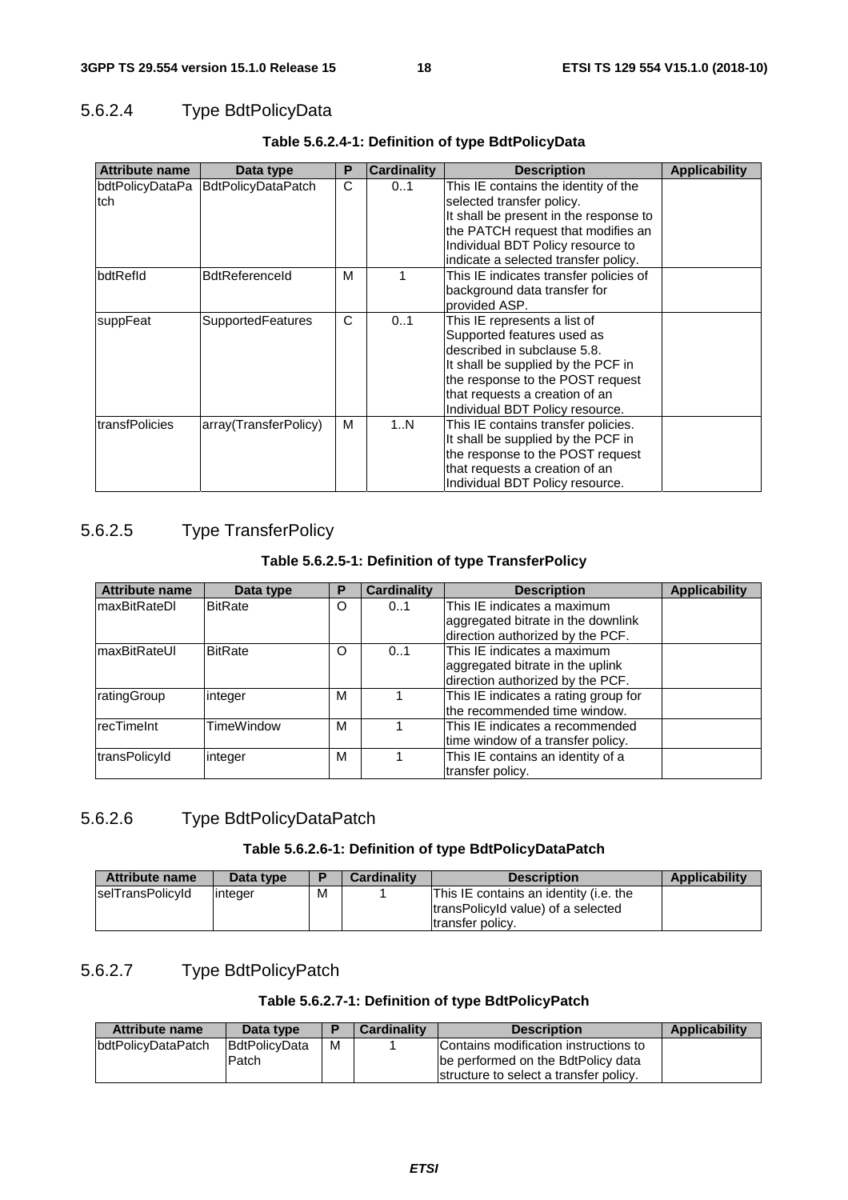### 5.6.2.4 Type BdtPolicyData

**Table 5.6.2.4-1: Definition of type BdtPolicyData**

| Attribute name | Data type | P | Cardinality | Description | Applicability |
|---|---|---|---|---|---|
| bdtPolicyDataPatch | BdtPolicyDataPatch | C | 0..1 | This IE contains the identity of the selected transfer policy.<br>It shall be present in the response to the PATCH request that modifies an Individual BDT Policy resource to indicate a selected transfer policy. | |
| bdtRefId | BdtReferenceId | M | 1 | This IE indicates transfer policies of background data transfer for provided ASP. | |
| suppFeat | SupportedFeatures | C | 0..1 | This IE represents a list of Supported features used as described in subclause 5.8.<br>It shall be supplied by the PCF in the response to the POST request that requests a creation of an Individual BDT Policy resource. | |
| transfPolicies | array(TransferPolicy) | M | 1..N | This IE contains transfer policies.<br>It shall be supplied by the PCF in the response to the POST request that requests a creation of an Individual BDT Policy resource. | |

### 5.6.2.5 Type TransferPolicy

**Table 5.6.2.5-1: Definition of type TransferPolicy**

| Attribute name | Data type | P | Cardinality | Description | Applicability |
|---|---|---|---|---|---|
| maxBitRateDl | BitRate | O | 0..1 | This IE indicates a maximum aggregated bitrate in the downlink direction authorized by the PCF. | |
| maxBitRateUl | BitRate | O | 0..1 | This IE indicates a maximum aggregated bitrate in the uplink direction authorized by the PCF. | |
| ratingGroup | integer | M | 1 | This IE indicates a rating group for the recommended time window. | |
| recTimeInt | TimeWindow | M | 1 | This IE indicates a recommended time window of a transfer policy. | |
| transPolicyId | integer | M | 1 | This IE contains an identity of a transfer policy. | |

### 5.6.2.6 Type BdtPolicyDataPatch

**Table 5.6.2.6-1: Definition of type BdtPolicyDataPatch**

| Attribute name | Data type | P | Cardinality | Description | Applicability |
|---|---|---|---|---|---|
| selTransPolicyId | integer | M | 1 | This IE contains an identity (i.e. the transPolicyId value) of a selected transfer policy. | |

### 5.6.2.7 Type BdtPolicyPatch

**Table 5.6.2.7-1: Definition of type BdtPolicyPatch**

| Attribute name | Data type | P | Cardinality | Description | Applicability |
|---|---|---|---|---|---|
| bdtPolicyDataPatch | BdtPolicyDataPatch | M | 1 | Contains modification instructions to be performed on the BdtPolicy data structure to select a transfer policy. | |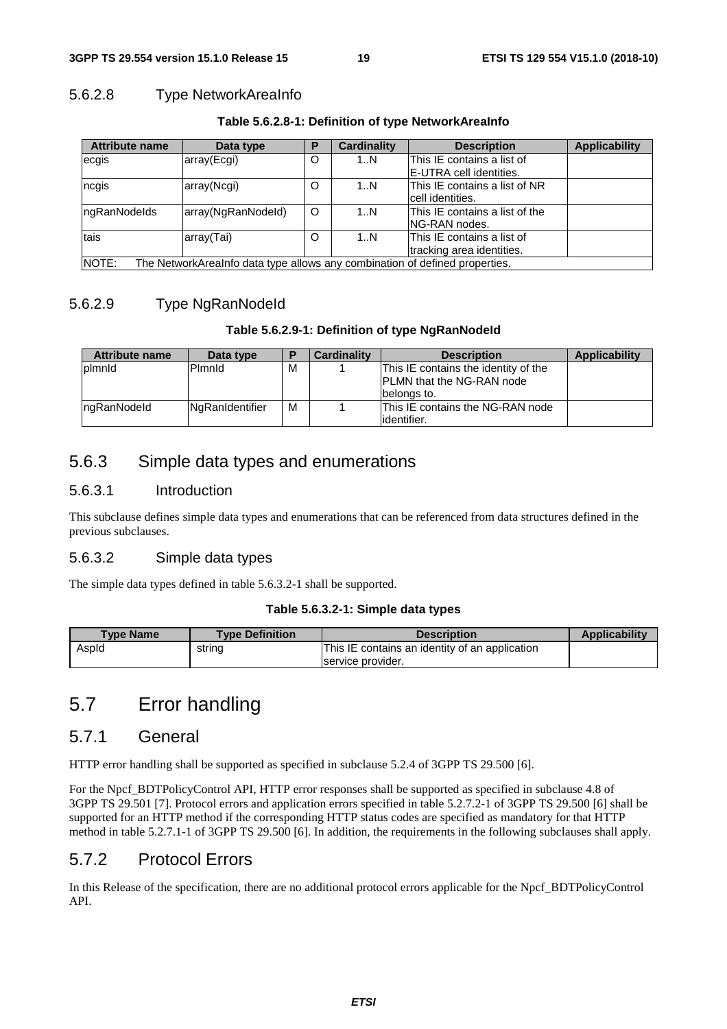#### 5.6.2.8 Type NetworkAreaInfo

**Table 5.6.2.8-1: Definition of type NetworkAreaInfo**

| Attribute name | Data type | P | Cardinality | Description | Applicability |
|---|---|---|---|---|---|
| ecgis | array(Ecgi) | O | 1..N | This IE contains a list of E-UTRA cell identities. | |
| ncgis | array(Ncgi) | O | 1..N | This IE contains a list of NR cell identities. | |
| ngRanNodeIds | array(NgRanNodeId) | O | 1..N | This IE contains a list of the NG-RAN nodes. | |
| tais | array(Tai) | O | 1..N | This IE contains a list of tracking area identities. | |
| NOTE: The NetworkAreaInfo data type allows any combination of defined properties. | | | | | |

#### 5.6.2.9 Type NgRanNodeId

**Table 5.6.2.9-1: Definition of type NgRanNodeId**

| Attribute name | Data type | P | Cardinality | Description | Applicability |
|---|---|---|---|---|---|
| plmnId | PlmnId | M | 1 | This IE contains the identity of the PLMN that the NG-RAN node belongs to. | |
| ngRanNodeId | NgRanIdentifier | M | 1 | This IE contains the NG-RAN node identifier. | |

### 5.6.3 Simple data types and enumerations

#### 5.6.3.1 Introduction

This subclause defines simple data types and enumerations that can be referenced from data structures defined in the previous subclauses.

#### 5.6.3.2 Simple data types

The simple data types defined in table 5.6.3.2-1 shall be supported.

**Table 5.6.3.2-1: Simple data types**

| Type Name | Type Definition | Description | Applicability |
|---|---|---|---|
| AspId | string | This IE contains an identity of an application service provider. | |

## 5.7 Error handling

### 5.7.1 General

HTTP error handling shall be supported as specified in subclause 5.2.4 of 3GPP TS 29.500 [6].

For the Npcf_BDTPolicyControl API, HTTP error responses shall be supported as specified in subclause 4.8 of 3GPP TS 29.501 [7]. Protocol errors and application errors specified in table 5.2.7.2-1 of 3GPP TS 29.500 [6] shall be supported for an HTTP method if the corresponding HTTP status codes are specified as mandatory for that HTTP method in table 5.2.7.1-1 of 3GPP TS 29.500 [6]. In addition, the requirements in the following subclauses shall apply.

### 5.7.2 Protocol Errors

In this Release of the specification, there are no additional protocol errors applicable for the Npcf_BDTPolicyControl API.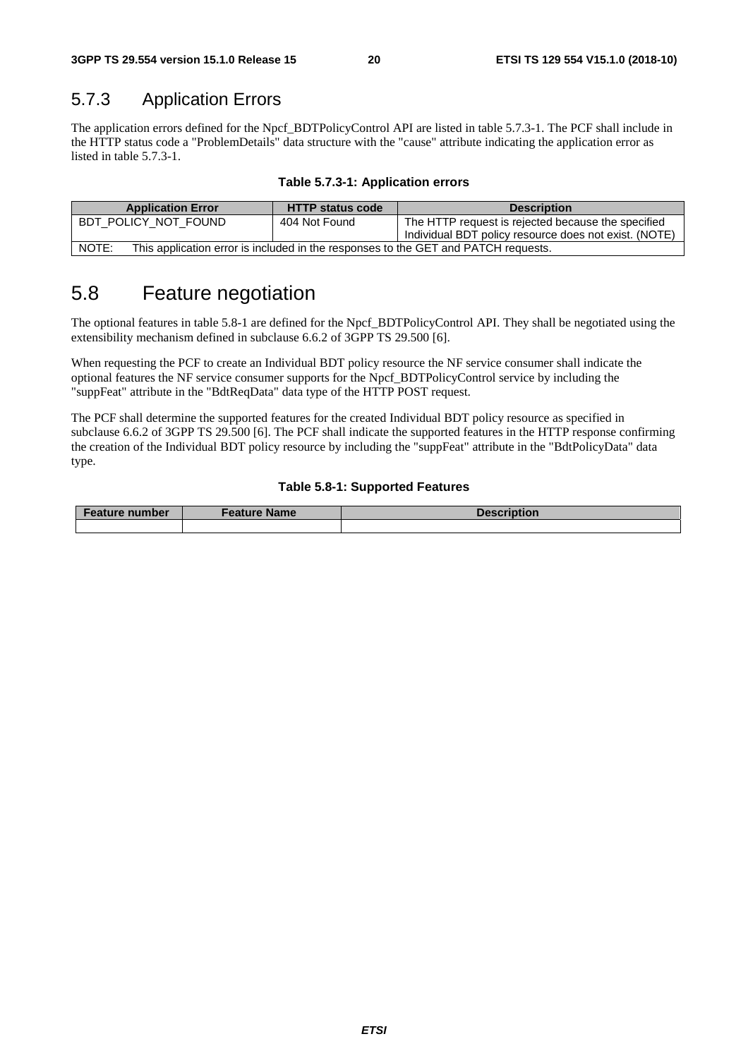### 5.7.3 Application Errors

The application errors defined for the Npcf_BDTPolicyControl API are listed in table 5.7.3-1. The PCF shall include in the HTTP status code a "ProblemDetails" data structure with the "cause" attribute indicating the application error as listed in table 5.7.3-1.

**Table 5.7.3-1: Application errors**

| Application Error | HTTP status code | Description |
|---|---|---|
| BDT_POLICY_NOT_FOUND | 404 Not Found | The HTTP request is rejected because the specified Individual BDT policy resource does not exist. (NOTE) |
| NOTE: This application error is included in the responses to the GET and PATCH requests. | | |

## 5.8 Feature negotiation

The optional features in table 5.8-1 are defined for the Npcf_BDTPolicyControl API. They shall be negotiated using the extensibility mechanism defined in subclause 6.6.2 of 3GPP TS 29.500 [6].

When requesting the PCF to create an Individual BDT policy resource the NF service consumer shall indicate the optional features the NF service consumer supports for the Npcf_BDTPolicyControl service by including the "suppFeat" attribute in the "BdtReqData" data type of the HTTP POST request.

The PCF shall determine the supported features for the created Individual BDT policy resource as specified in subclause 6.6.2 of 3GPP TS 29.500 [6]. The PCF shall indicate the supported features in the HTTP response confirming the creation of the Individual BDT policy resource by including the "suppFeat" attribute in the "BdtPolicyData" data type.

**Table 5.8-1: Supported Features**

| Feature number | Feature Name | Description |
|---|---|---|
| | | |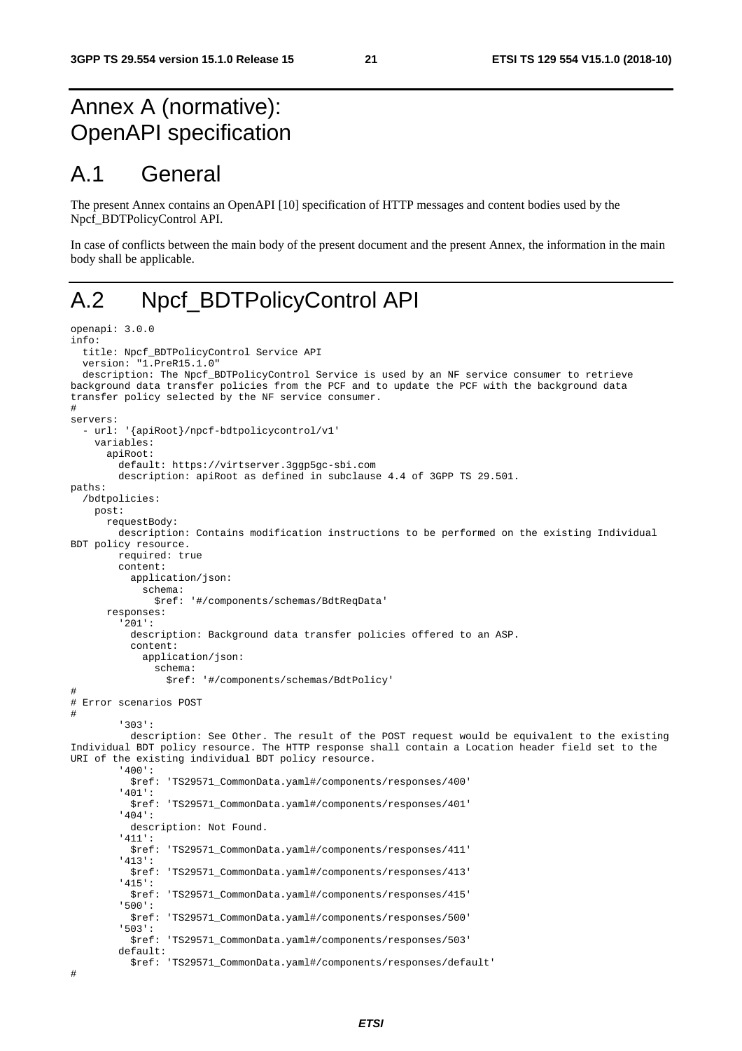# Annex A (normative): OpenAPI specification

## A.1 General

The present Annex contains an OpenAPI [10] specification of HTTP messages and content bodies used by the Npcf_BDTPolicyControl API.

In case of conflicts between the main body of the present document and the present Annex, the information in the main body shall be applicable.

## A.2 Npcf_BDTPolicyControl API

```
openapi: 3.0.0
info:
  title: Npcf_BDTPolicyControl Service API
  version: "1.PreR15.1.0"
  description: The Npcf_BDTPolicyControl Service is used by an NF service consumer to retrieve
background data transfer policies from the PCF and to update the PCF with the background data
transfer policy selected by the NF service consumer.
#
servers:
  - url: '{apiRoot}/npcf-bdtpolicycontrol/v1'
    variables:
      apiRoot:
        default: https://virtserver.3ggp5gc-sbi.com
        description: apiRoot as defined in subclause 4.4 of 3GPP TS 29.501.
paths:
  /bdtpolicies:
    post:
      requestBody:
        description: Contains modification instructions to be performed on the existing Individual
BDT policy resource.
        required: true
        content:
          application/json:
            schema:
              $ref: '#/components/schemas/BdtReqData'
      responses:
        '201':
          description: Background data transfer policies offered to an ASP.
          content:
            application/json:
              schema:
                $ref: '#/components/schemas/BdtPolicy'
#
# Error scenarios POST
#
        '303':
          description: See Other. The result of the POST request would be equivalent to the existing
Individual BDT policy resource. The HTTP response shall contain a Location header field set to the
URI of the existing individual BDT policy resource.
        '400':
          $ref: 'TS29571_CommonData.yaml#/components/responses/400'
        '401':
          $ref: 'TS29571_CommonData.yaml#/components/responses/401'
        '404':
          description: Not Found.
        '411':
          $ref: 'TS29571_CommonData.yaml#/components/responses/411'
        '413':
          $ref: 'TS29571_CommonData.yaml#/components/responses/413'
        '415':
          $ref: 'TS29571_CommonData.yaml#/components/responses/415'
        '500':
          $ref: 'TS29571_CommonData.yaml#/components/responses/500'
        '503':
          $ref: 'TS29571_CommonData.yaml#/components/responses/503'
        default:
          $ref: 'TS29571_CommonData.yaml#/components/responses/default'
#
```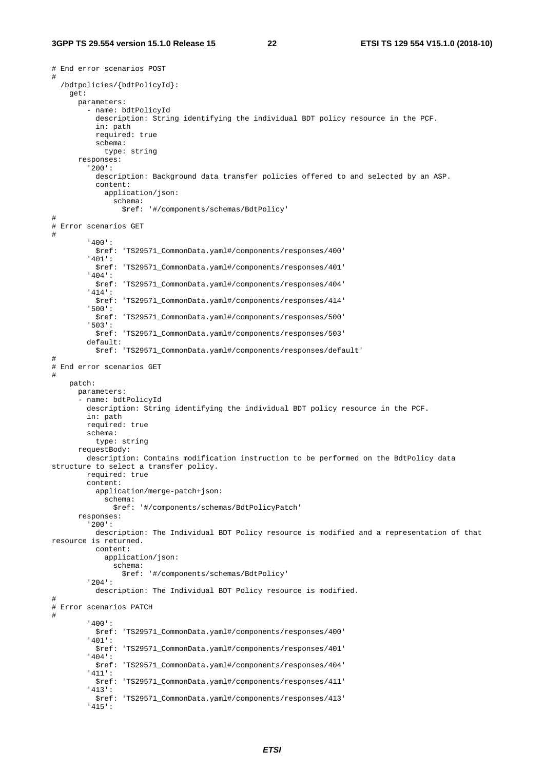```
# End error scenarios POST
#
  /bdtpolicies/{bdtPolicyId}:
    get:
      parameters:
        - name: bdtPolicyId
          description: String identifying the individual BDT policy resource in the PCF.
          in: path
          required: true
          schema:
            type: string
      responses:
        '200':
          description: Background data transfer policies offered to and selected by an ASP.
          content:
            application/json:
              schema:
                $ref: '#/components/schemas/BdtPolicy'
#
# Error scenarios GET
#
        '400':
          $ref: 'TS29571_CommonData.yaml#/components/responses/400'
        '401':
          $ref: 'TS29571_CommonData.yaml#/components/responses/401'
        '404':
          $ref: 'TS29571_CommonData.yaml#/components/responses/404'
        '414':
          $ref: 'TS29571_CommonData.yaml#/components/responses/414'
        '500':
          $ref: 'TS29571_CommonData.yaml#/components/responses/500'
        '503':
          $ref: 'TS29571_CommonData.yaml#/components/responses/503'
        default:
          $ref: 'TS29571_CommonData.yaml#/components/responses/default'
#
# End error scenarios GET
#
    patch:
      parameters:
      - name: bdtPolicyId
        description: String identifying the individual BDT policy resource in the PCF.
        in: path
        required: true
        schema:
          type: string
      requestBody:
        description: Contains modification instruction to be performed on the BdtPolicy data 
structure to select a transfer policy.
        required: true
        content:
          application/merge-patch+json:
            schema:
              $ref: '#/components/schemas/BdtPolicyPatch'
      responses:
        '200':
          description: The Individual BDT Policy resource is modified and a representation of that 
resource is returned.
          content:
            application/json:
              schema:
                $ref: '#/components/schemas/BdtPolicy'
        '204':
          description: The Individual BDT Policy resource is modified.
#
# Error scenarios PATCH
#
        '400':
          $ref: 'TS29571_CommonData.yaml#/components/responses/400'
        '401':
          $ref: 'TS29571_CommonData.yaml#/components/responses/401'
        '404':
          $ref: 'TS29571_CommonData.yaml#/components/responses/404'
        '411':
          $ref: 'TS29571_CommonData.yaml#/components/responses/411'
        '413':
          $ref: 'TS29571_CommonData.yaml#/components/responses/413'
        '415':
```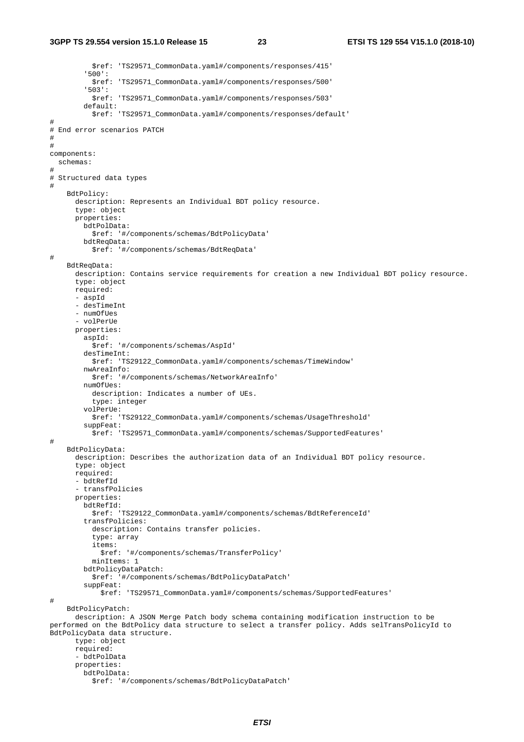```
          $ref: 'TS29571_CommonData.yaml#/components/responses/415'
        '500':
          $ref: 'TS29571_CommonData.yaml#/components/responses/500'
        '503':
          $ref: 'TS29571_CommonData.yaml#/components/responses/503'
        default:
          $ref: 'TS29571_CommonData.yaml#/components/responses/default'
#
# End error scenarios PATCH
#
#
components:
  schemas:
#
# Structured data types
#
    BdtPolicy:
      description: Represents an Individual BDT policy resource.
      type: object
      properties:
        bdtPolData:
          $ref: '#/components/schemas/BdtPolicyData'
        bdtReqData:
          $ref: '#/components/schemas/BdtReqData'
#
    BdtReqData:
      description: Contains service requirements for creation a new Individual BDT policy resource.
      type: object
      required:
      - aspId
      - desTimeInt
      - numOfUes
      - volPerUe
      properties:
        aspId:
          $ref: '#/components/schemas/AspId'
        desTimeInt:
          $ref: 'TS29122_CommonData.yaml#/components/schemas/TimeWindow'
        nwAreaInfo:
          $ref: '#/components/schemas/NetworkAreaInfo'
        numOfUes:
          description: Indicates a number of UEs.
          type: integer
        volPerUe:
          $ref: 'TS29122_CommonData.yaml#/components/schemas/UsageThreshold'
        suppFeat:
          $ref: 'TS29571_CommonData.yaml#/components/schemas/SupportedFeatures'
#
    BdtPolicyData:
      description: Describes the authorization data of an Individual BDT policy resource.
      type: object
      required:
      - bdtRefId
      - transfPolicies
      properties:
        bdtRefId:
          $ref: 'TS29122_CommonData.yaml#/components/schemas/BdtReferenceId'
        transfPolicies:
          description: Contains transfer policies.
          type: array
          items:
            $ref: '#/components/schemas/TransferPolicy'
          minItems: 1
        bdtPolicyDataPatch:
          $ref: '#/components/schemas/BdtPolicyDataPatch'
        suppFeat:
            $ref: 'TS29571_CommonData.yaml#/components/schemas/SupportedFeatures'
#
    BdtPolicyPatch:
      description: A JSON Merge Patch body schema containing modification instruction to be 
performed on the BdtPolicy data structure to select a transfer policy. Adds selTransPolicyId to 
BdtPolicyData data structure.
      type: object
      required:
      - bdtPolData
      properties:
        bdtPolData:
          $ref: '#/components/schemas/BdtPolicyDataPatch'
```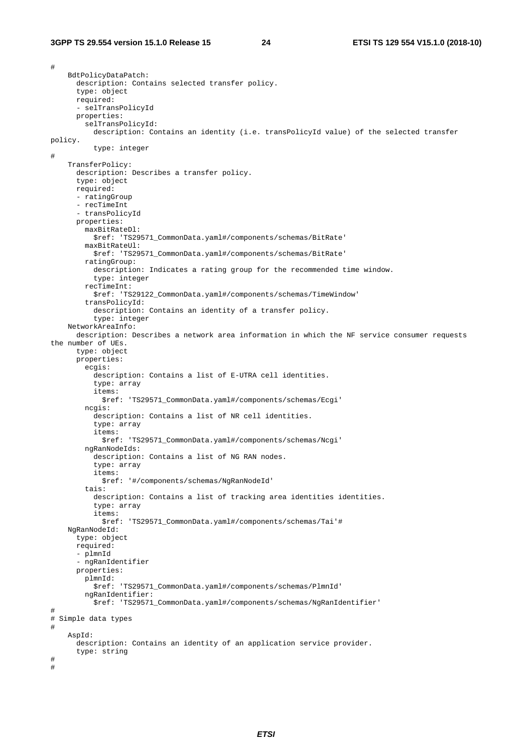```
#
    BdtPolicyDataPatch:
      description: Contains selected transfer policy.
      type: object
      required:
      - selTransPolicyId
      properties:
        selTransPolicyId:
          description: Contains an identity (i.e. transPolicyId value) of the selected transfer 
policy.
          type: integer
#
    TransferPolicy:
      description: Describes a transfer policy.
      type: object
      required:
      - ratingGroup
      - recTimeInt
      - transPolicyId
      properties:
        maxBitRateDl:
          $ref: 'TS29571_CommonData.yaml#/components/schemas/BitRate'
        maxBitRateUl:
          $ref: 'TS29571_CommonData.yaml#/components/schemas/BitRate'
        ratingGroup:
          description: Indicates a rating group for the recommended time window.
          type: integer
        recTimeInt:
          $ref: 'TS29122_CommonData.yaml#/components/schemas/TimeWindow'
        transPolicyId:
          description: Contains an identity of a transfer policy.
          type: integer
    NetworkAreaInfo:
      description: Describes a network area information in which the NF service consumer requests 
the number of UEs.
      type: object
      properties:
        ecgis:
          description: Contains a list of E-UTRA cell identities.
          type: array
          items:
            $ref: 'TS29571_CommonData.yaml#/components/schemas/Ecgi'
        ncgis:
          description: Contains a list of NR cell identities.
          type: array
          items:
            $ref: 'TS29571_CommonData.yaml#/components/schemas/Ncgi'
        ngRanNodeIds:
          description: Contains a list of NG RAN nodes.
          type: array
          items:
            $ref: '#/components/schemas/NgRanNodeId'
        tais:
          description: Contains a list of tracking area identities identities.
          type: array
          items:
            $ref: 'TS29571_CommonData.yaml#/components/schemas/Tai'#
    NgRanNodeId:
      type: object
      required:
      - plmnId
      - ngRanIdentifier
      properties:
        plmnId:
          $ref: 'TS29571_CommonData.yaml#/components/schemas/PlmnId'
        ngRanIdentifier:
          $ref: 'TS29571_CommonData.yaml#/components/schemas/NgRanIdentifier'
#
# Simple data types
#
    AspId:
      description: Contains an identity of an application service provider.
      type: string
#
#
```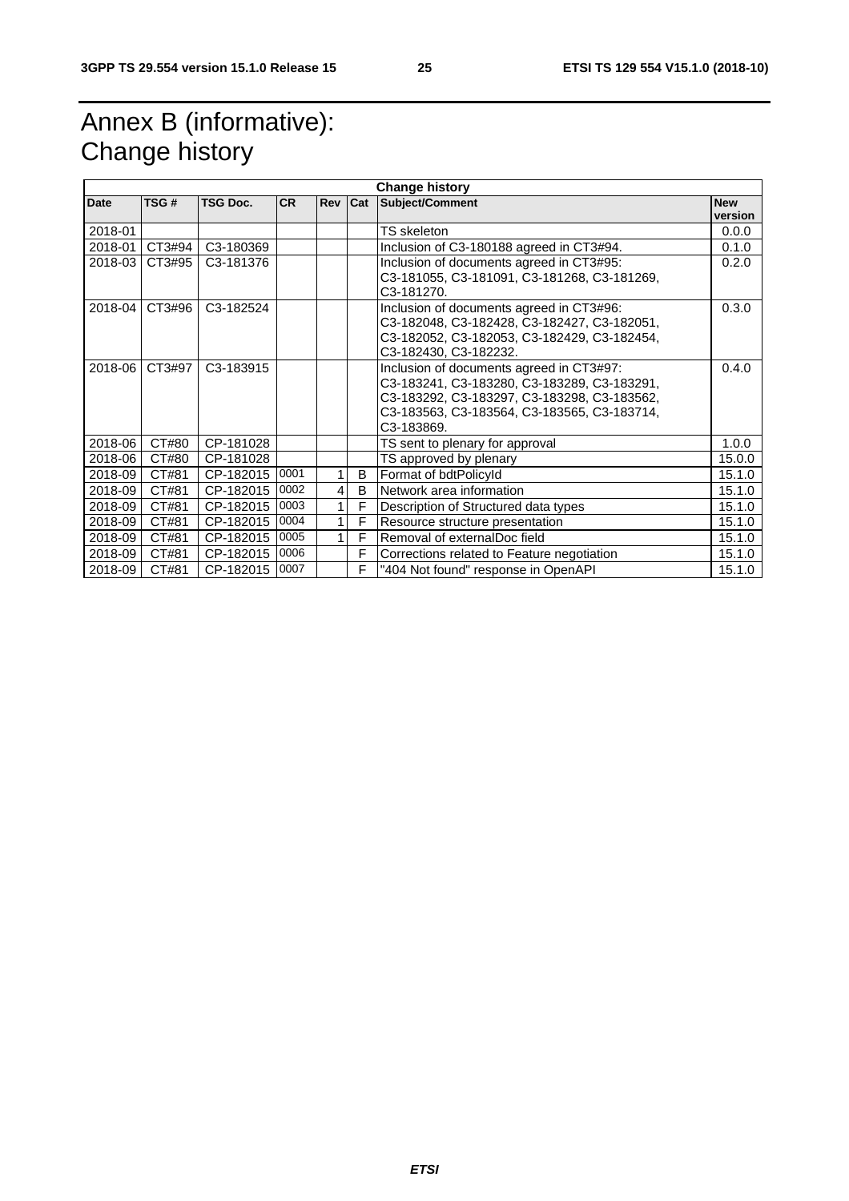# Annex B (informative): Change history

| Change history | | | | | | | |
|---|---|---|---|---|---|---|---|
| **Date** | **TSG #** | **TSG Doc.** | **CR** | **Rev** | **Cat** | **Subject/Comment** | **New version** |
| 2018-01 | | | | | | TS skeleton | 0.0.0 |
| 2018-01 | CT3#94 | C3-180369 | | | | Inclusion of C3-180188 agreed in CT3#94. | 0.1.0 |
| 2018-03 | CT3#95 | C3-181376 | | | | Inclusion of documents agreed in CT3#95: C3-181055, C3-181091, C3-181268, C3-181269, C3-181270. | 0.2.0 |
| 2018-04 | CT3#96 | C3-182524 | | | | Inclusion of documents agreed in CT3#96: C3-182048, C3-182428, C3-182427, C3-182051, C3-182052, C3-182053, C3-182429, C3-182454, C3-182430, C3-182232. | 0.3.0 |
| 2018-06 | CT3#97 | C3-183915 | | | | Inclusion of documents agreed in CT3#97: C3-183241, C3-183280, C3-183289, C3-183291, C3-183292, C3-183297, C3-183298, C3-183562, C3-183563, C3-183564, C3-183565, C3-183714, C3-183869. | 0.4.0 |
| 2018-06 | CT#80 | CP-181028 | | | | TS sent to plenary for approval | 1.0.0 |
| 2018-06 | CT#80 | CP-181028 | | | | TS approved by plenary | 15.0.0 |
| 2018-09 | CT#81 | CP-182015 | 0001 | 1 | B | Format of bdtPolicyId | 15.1.0 |
| 2018-09 | CT#81 | CP-182015 | 0002 | 4 | B | Network area information | 15.1.0 |
| 2018-09 | CT#81 | CP-182015 | 0003 | 1 | F | Description of Structured data types | 15.1.0 |
| 2018-09 | CT#81 | CP-182015 | 0004 | 1 | F | Resource structure presentation | 15.1.0 |
| 2018-09 | CT#81 | CP-182015 | 0005 | 1 | F | Removal of externalDoc field | 15.1.0 |
| 2018-09 | CT#81 | CP-182015 | 0006 | | F | Corrections related to Feature negotiation | 15.1.0 |
| 2018-09 | CT#81 | CP-182015 | 0007 | | F | "404 Not found" response in OpenAPI | 15.1.0 |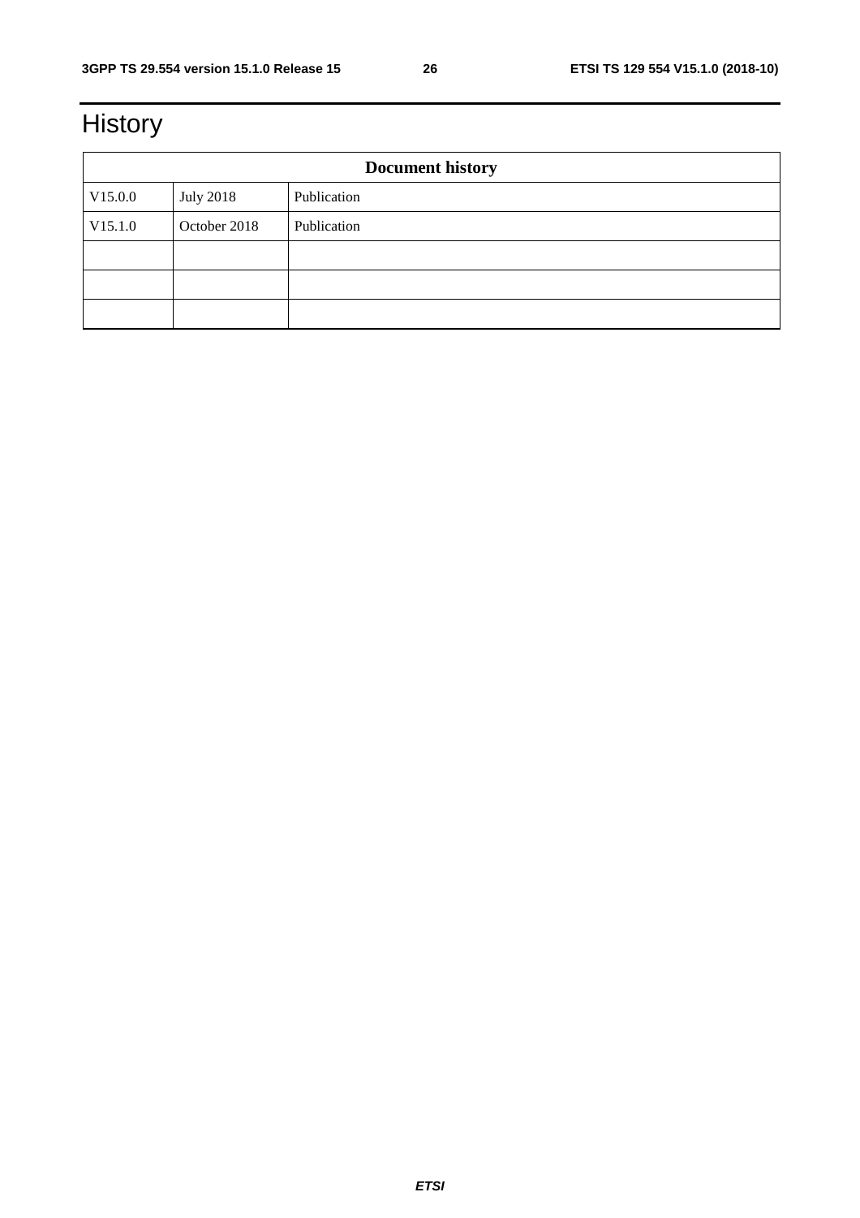# History

| Document history | | |
|---|---|---|
| V15.0.0 | July 2018 | Publication |
| V15.1.0 | October 2018 | Publication |
| | | |
| | | |
| | | |